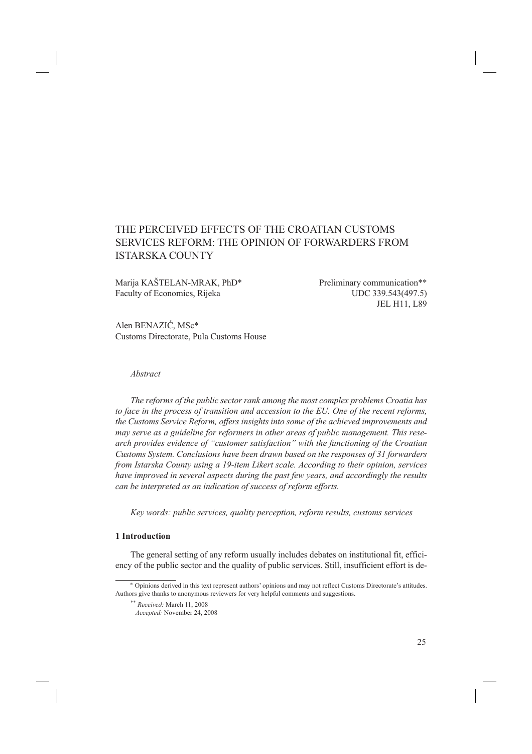# THE PERCEIVED EFFECTS OF THE CROATIAN CUSTOMS SERVICES REFORM: THE OPINION OF FORWARDERS FROM ISTARSKA COUNTY

Marija KAŠTELAN-MRAK, PhD*
Faculty of Economics, Rijeka

Preliminary communication**
UDC 339.543(497.5)
JEL H11, L89

Alen BENAZIĆ, MSc*
Customs Directorate, Pula Customs House

*Abstract*

*The reforms of the public sector rank among the most complex problems Croatia has to face in the process of transition and accession to the EU. One of the recent reforms, the Customs Service Reform, offers insights into some of the achieved improvements and may serve as a guideline for reformers in other areas of public management. This research provides evidence of "customer satisfaction" with the functioning of the Croatian Customs System. Conclusions have been drawn based on the responses of 31 forwarders from Istarska County using a 19-item Likert scale. According to their opinion, services have improved in several aspects during the past few years, and accordingly the results can be interpreted as an indication of success of reform efforts.*

*Key words: public services, quality perception, reform results, customs services*

## 1 Introduction

The general setting of any reform usually includes debates on institutional fit, efficiency of the public sector and the quality of public services. Still, insufficient effort is de-

---

\* Opinions derived in this text represent authors' opinions and may not reflect Customs Directorate's attitudes. Authors give thanks to anonymous reviewers for very helpful comments and suggestions.

\*\* *Received:* March 11, 2008
*Accepted:* November 24, 2008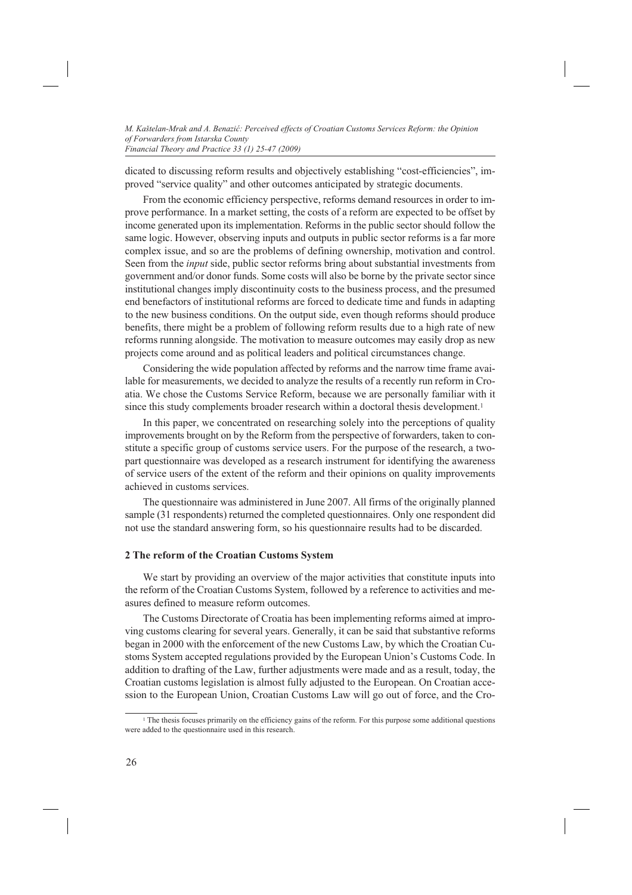dicated to discussing reform results and objectively establishing "cost-efficiencies", improved "service quality" and other outcomes anticipated by strategic documents.

From the economic efficiency perspective, reforms demand resources in order to improve performance. In a market setting, the costs of a reform are expected to be offset by income generated upon its implementation. Reforms in the public sector should follow the same logic. However, observing inputs and outputs in public sector reforms is a far more complex issue, and so are the problems of defining ownership, motivation and control. Seen from the *input* side, public sector reforms bring about substantial investments from government and/or donor funds. Some costs will also be borne by the private sector since institutional changes imply discontinuity costs to the business process, and the presumed end benefactors of institutional reforms are forced to dedicate time and funds in adapting to the new business conditions. On the output side, even though reforms should produce benefits, there might be a problem of following reform results due to a high rate of new reforms running alongside. The motivation to measure outcomes may easily drop as new projects come around and as political leaders and political circumstances change.

Considering the wide population affected by reforms and the narrow time frame available for measurements, we decided to analyze the results of a recently run reform in Croatia. We chose the Customs Service Reform, because we are personally familiar with it since this study complements broader research within a doctoral thesis development.[1]

In this paper, we concentrated on researching solely into the perceptions of quality improvements brought on by the Reform from the perspective of forwarders, taken to constitute a specific group of customs service users. For the purpose of the research, a two-part questionnaire was developed as a research instrument for identifying the awareness of service users of the extent of the reform and their opinions on quality improvements achieved in customs services.

The questionnaire was administered in June 2007. All firms of the originally planned sample (31 respondents) returned the completed questionnaires. Only one respondent did not use the standard answering form, so his questionnaire results had to be discarded.

## 2 The reform of the Croatian Customs System

We start by providing an overview of the major activities that constitute inputs into the reform of the Croatian Customs System, followed by a reference to activities and measures defined to measure reform outcomes.

The Customs Directorate of Croatia has been implementing reforms aimed at improving customs clearing for several years. Generally, it can be said that substantive reforms began in 2000 with the enforcement of the new Customs Law, by which the Croatian Customs System accepted regulations provided by the European Union's Customs Code. In addition to drafting of the Law, further adjustments were made and as a result, today, the Croatian customs legislation is almost fully adjusted to the European. On Croatian accession to the European Union, Croatian Customs Law will go out of force, and the Cro-

[1] The thesis focuses primarily on the efficiency gains of the reform. For this purpose some additional questions were added to the questionnaire used in this research.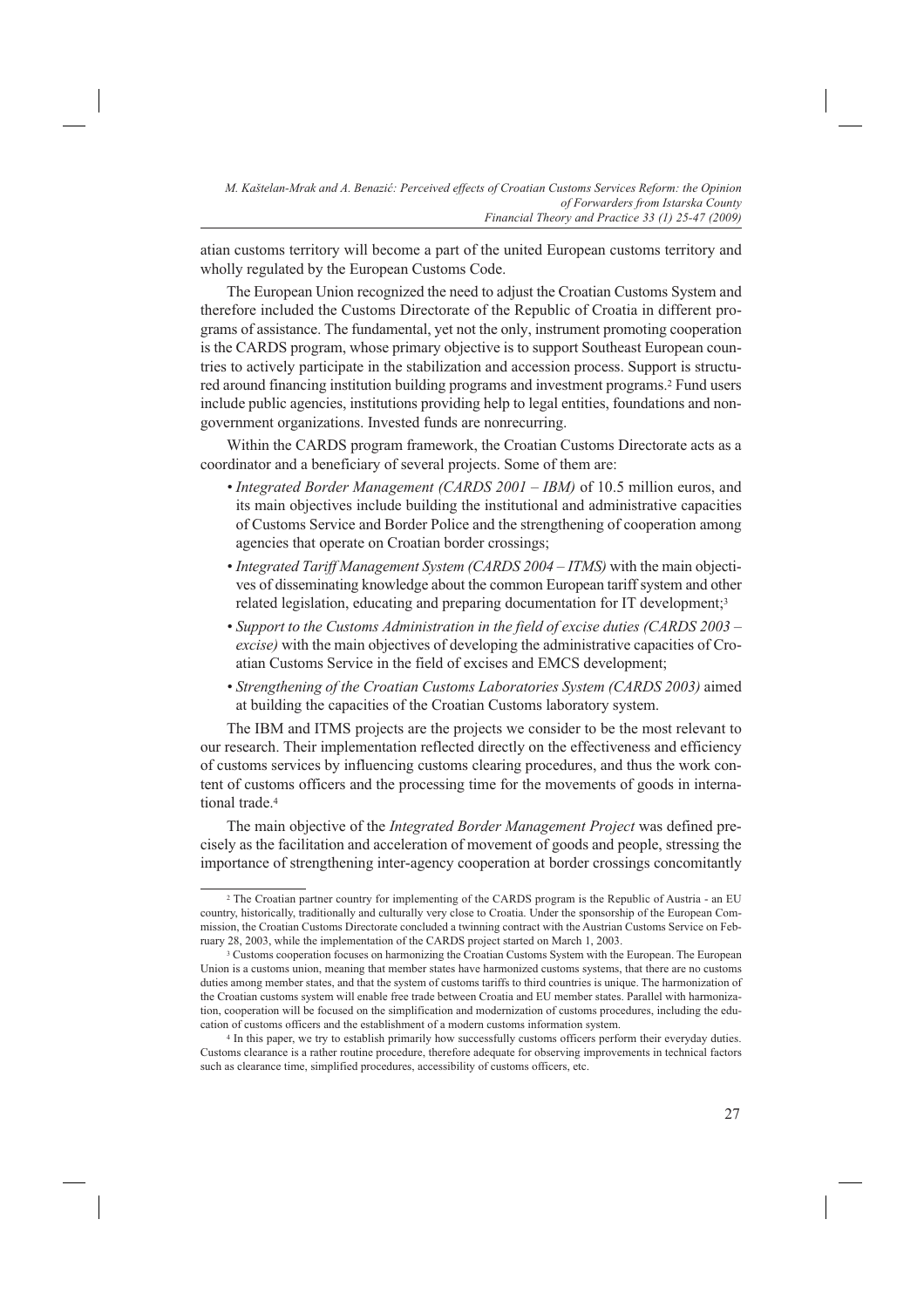atian customs territory will become a part of the united European customs territory and wholly regulated by the European Customs Code.

The European Union recognized the need to adjust the Croatian Customs System and therefore included the Customs Directorate of the Republic of Croatia in different programs of assistance. The fundamental, yet not the only, instrument promoting cooperation is the CARDS program, whose primary objective is to support Southeast European countries to actively participate in the stabilization and accession process. Support is structured around financing institution building programs and investment programs.[2] Fund users include public agencies, institutions providing help to legal entities, foundations and nongovernment organizations. Invested funds are nonrecurring.

Within the CARDS program framework, the Croatian Customs Directorate acts as a coordinator and a beneficiary of several projects. Some of them are:

- *Integrated Border Management (CARDS 2001 – IBM)* of 10.5 million euros, and its main objectives include building the institutional and administrative capacities of Customs Service and Border Police and the strengthening of cooperation among agencies that operate on Croatian border crossings;
- *Integrated Tariff Management System (CARDS 2004 – ITMS)* with the main objectives of disseminating knowledge about the common European tariff system and other related legislation, educating and preparing documentation for IT development;[3]
- *Support to the Customs Administration in the field of excise duties (CARDS 2003 – excise)* with the main objectives of developing the administrative capacities of Croatian Customs Service in the field of excises and EMCS development;
- *Strengthening of the Croatian Customs Laboratories System (CARDS 2003)* aimed at building the capacities of the Croatian Customs laboratory system.

The IBM and ITMS projects are the projects we consider to be the most relevant to our research. Their implementation reflected directly on the effectiveness and efficiency of customs services by influencing customs clearing procedures, and thus the work content of customs officers and the processing time for the movements of goods in international trade.[4]

The main objective of the *Integrated Border Management Project* was defined precisely as the facilitation and acceleration of movement of goods and people, stressing the importance of strengthening inter-agency cooperation at border crossings concomitantly

---

[2] The Croatian partner country for implementing of the CARDS program is the Republic of Austria - an EU country, historically, traditionally and culturally very close to Croatia. Under the sponsorship of the European Commission, the Croatian Customs Directorate concluded a twinning contract with the Austrian Customs Service on February 28, 2003, while the implementation of the CARDS project started on March 1, 2003.

[3] Customs cooperation focuses on harmonizing the Croatian Customs System with the European. The European Union is a customs union, meaning that member states have harmonized customs systems, that there are no customs duties among member states, and that the system of customs tariffs to third countries is unique. The harmonization of the Croatian customs system will enable free trade between Croatia and EU member states. Parallel with harmonization, cooperation will be focused on the simplification and modernization of customs procedures, including the education of customs officers and the establishment of a modern customs information system.

[4] In this paper, we try to establish primarily how successfully customs officers perform their everyday duties. Customs clearance is a rather routine procedure, therefore adequate for observing improvements in technical factors such as clearance time, simplified procedures, accessibility of customs officers, etc.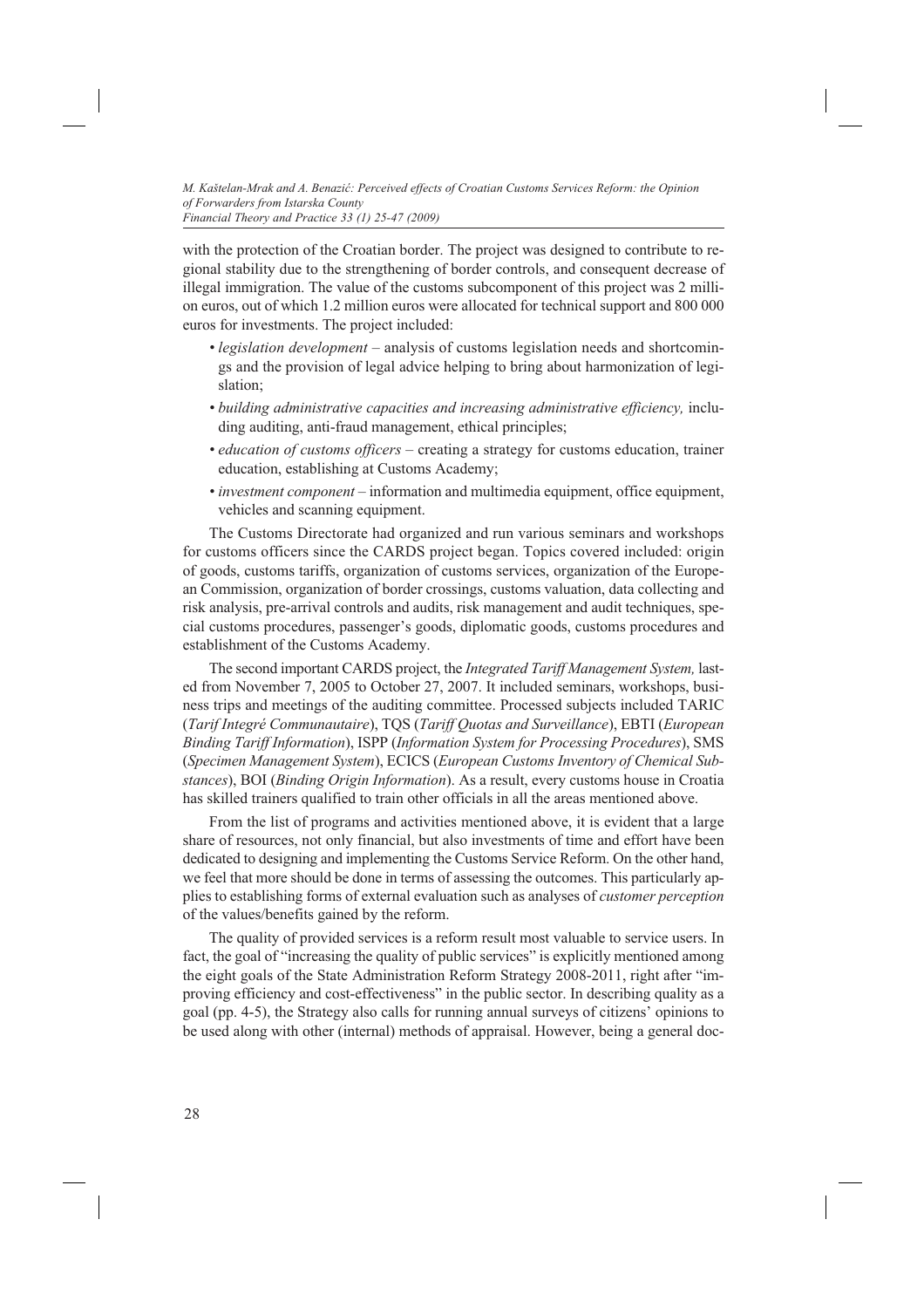with the protection of the Croatian border. The project was designed to contribute to regional stability due to the strengthening of border controls, and consequent decrease of illegal immigration. The value of the customs subcomponent of this project was 2 million euros, out of which 1.2 million euros were allocated for technical support and 800 000 euros for investments. The project included:

- *legislation development* – analysis of customs legislation needs and shortcomings and the provision of legal advice helping to bring about harmonization of legislation;
- *building administrative capacities and increasing administrative efficiency,* including auditing, anti-fraud management, ethical principles;
- *education of customs officers* – creating a strategy for customs education, trainer education, establishing at Customs Academy;
- *investment component* – information and multimedia equipment, office equipment, vehicles and scanning equipment.

The Customs Directorate had organized and run various seminars and workshops for customs officers since the CARDS project began. Topics covered included: origin of goods, customs tariffs, organization of customs services, organization of the European Commission, organization of border crossings, customs valuation, data collecting and risk analysis, pre-arrival controls and audits, risk management and audit techniques, special customs procedures, passenger's goods, diplomatic goods, customs procedures and establishment of the Customs Academy.

The second important CARDS project, the *Integrated Tariff Management System,* lasted from November 7, 2005 to October 27, 2007. It included seminars, workshops, business trips and meetings of the auditing committee. Processed subjects included TARIC (*Tarif Integré Communautaire*), TQS (*Tariff Quotas and Surveillance*), EBTI (*European Binding Tariff Information*), ISPP (*Information System for Processing Procedures*), SMS (*Specimen Management System*), ECICS (*European Customs Inventory of Chemical Substances*), BOI (*Binding Origin Information*). As a result, every customs house in Croatia has skilled trainers qualified to train other officials in all the areas mentioned above.

From the list of programs and activities mentioned above, it is evident that a large share of resources, not only financial, but also investments of time and effort have been dedicated to designing and implementing the Customs Service Reform. On the other hand, we feel that more should be done in terms of assessing the outcomes. This particularly applies to establishing forms of external evaluation such as analyses of *customer perception* of the values/benefits gained by the reform.

The quality of provided services is a reform result most valuable to service users. In fact, the goal of "increasing the quality of public services" is explicitly mentioned among the eight goals of the State Administration Reform Strategy 2008-2011, right after "improving efficiency and cost-effectiveness" in the public sector. In describing quality as a goal (pp. 4-5), the Strategy also calls for running annual surveys of citizens' opinions to be used along with other (internal) methods of appraisal. However, being a general doc-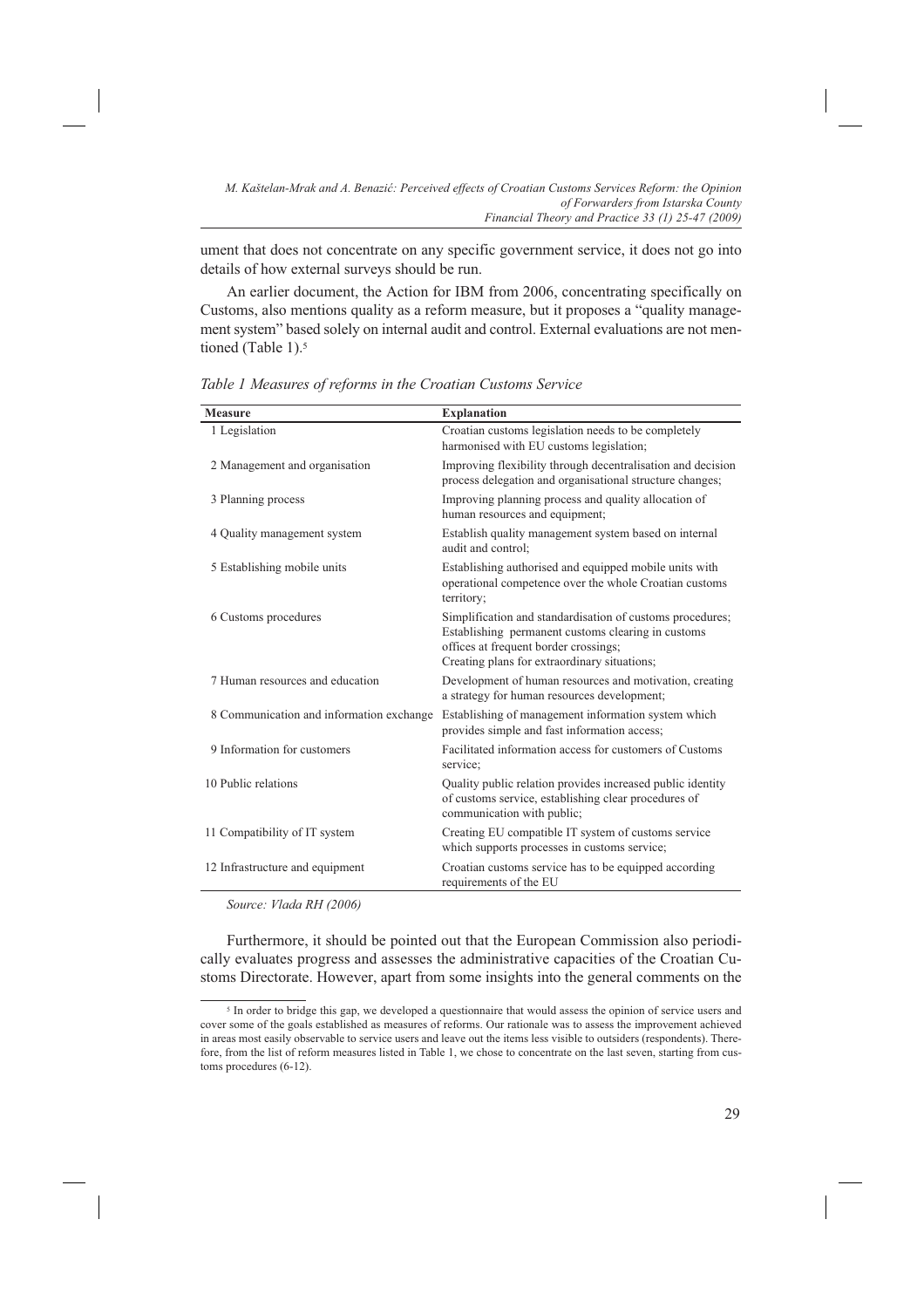ument that does not concentrate on any specific government service, it does not go into details of how external surveys should be run.

An earlier document, the Action for IBM from 2006, concentrating specifically on Customs, also mentions quality as a reform measure, but it proposes a "quality management system" based solely on internal audit and control. External evaluations are not mentioned (Table 1).[5]

*Table 1 Measures of reforms in the Croatian Customs Service*

| Measure | Explanation |
|---|---|
| 1 Legislation | Croatian customs legislation needs to be completely harmonised with EU customs legislation; |
| 2 Management and organisation | Improving flexibility through decentralisation and decision process delegation and organisational structure changes; |
| 3 Planning process | Improving planning process and quality allocation of human resources and equipment; |
| 4 Quality management system | Establish quality management system based on internal audit and control; |
| 5 Establishing mobile units | Establishing authorised and equipped mobile units with operational competence over the whole Croatian customs territory; |
| 6 Customs procedures | Simplification and standardisation of customs procedures; Establishing permanent customs clearing in customs offices at frequent border crossings; Creating plans for extraordinary situations; |
| 7 Human resources and education | Development of human resources and motivation, creating a strategy for human resources development; |
| 8 Communication and information exchange | Establishing of management information system which provides simple and fast information access; |
| 9 Information for customers | Facilitated information access for customers of Customs service; |
| 10 Public relations | Quality public relation provides increased public identity of customs service, establishing clear procedures of communication with public; |
| 11 Compatibility of IT system | Creating EU compatible IT system of customs service which supports processes in customs service; |
| 12 Infrastructure and equipment | Croatian customs service has to be equipped according requirements of the EU |

*Source: Vlada RH (2006)*

Furthermore, it should be pointed out that the European Commission also periodically evaluates progress and assesses the administrative capacities of the Croatian Customs Directorate. However, apart from some insights into the general comments on the

[5] In order to bridge this gap, we developed a questionnaire that would assess the opinion of service users and cover some of the goals established as measures of reforms. Our rationale was to assess the improvement achieved in areas most easily observable to service users and leave out the items less visible to outsiders (respondents). Therefore, from the list of reform measures listed in Table 1, we chose to concentrate on the last seven, starting from customs procedures (6-12).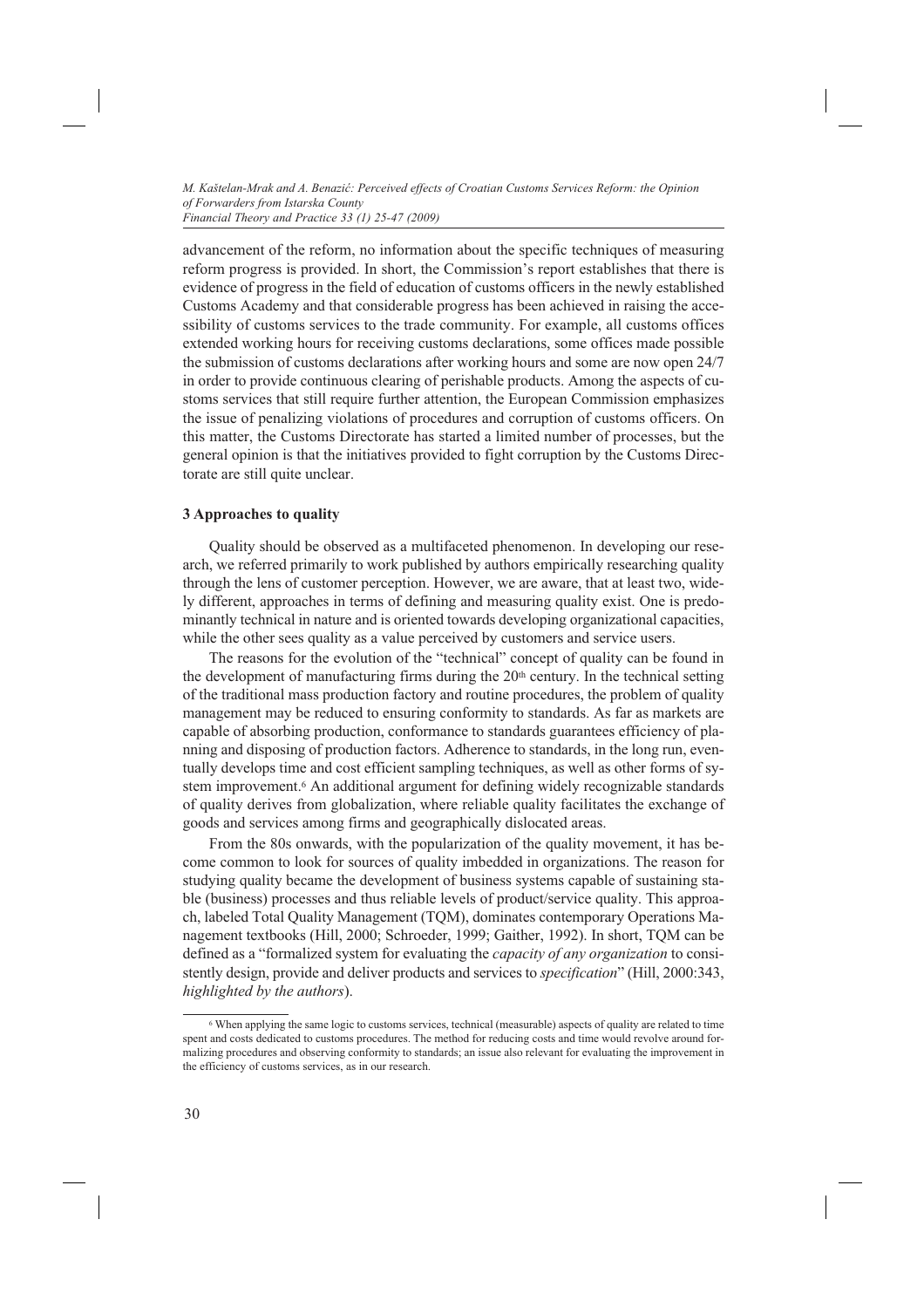advancement of the reform, no information about the specific techniques of measuring reform progress is provided. In short, the Commission's report establishes that there is evidence of progress in the field of education of customs officers in the newly established Customs Academy and that considerable progress has been achieved in raising the accessibility of customs services to the trade community. For example, all customs offices extended working hours for receiving customs declarations, some offices made possible the submission of customs declarations after working hours and some are now open 24/7 in order to provide continuous clearing of perishable products. Among the aspects of customs services that still require further attention, the European Commission emphasizes the issue of penalizing violations of procedures and corruption of customs officers. On this matter, the Customs Directorate has started a limited number of processes, but the general opinion is that the initiatives provided to fight corruption by the Customs Directorate are still quite unclear.

## 3 Approaches to quality

Quality should be observed as a multifaceted phenomenon. In developing our research, we referred primarily to work published by authors empirically researching quality through the lens of customer perception. However, we are aware, that at least two, widely different, approaches in terms of defining and measuring quality exist. One is predominantly technical in nature and is oriented towards developing organizational capacities, while the other sees quality as a value perceived by customers and service users.

The reasons for the evolution of the "technical" concept of quality can be found in the development of manufacturing firms during the 20th century. In the technical setting of the traditional mass production factory and routine procedures, the problem of quality management may be reduced to ensuring conformity to standards. As far as markets are capable of absorbing production, conformance to standards guarantees efficiency of planning and disposing of production factors. Adherence to standards, in the long run, eventually develops time and cost efficient sampling techniques, as well as other forms of system improvement.[6] An additional argument for defining widely recognizable standards of quality derives from globalization, where reliable quality facilitates the exchange of goods and services among firms and geographically dislocated areas.

From the 80s onwards, with the popularization of the quality movement, it has become common to look for sources of quality imbedded in organizations. The reason for studying quality became the development of business systems capable of sustaining stable (business) processes and thus reliable levels of product/service quality. This approach, labeled Total Quality Management (TQM), dominates contemporary Operations Management textbooks (Hill, 2000; Schroeder, 1999; Gaither, 1992). In short, TQM can be defined as a "formalized system for evaluating the *capacity of any organization* to consistently design, provide and deliver products and services to *specification*" (Hill, 2000:343, *highlighted by the authors*).

---

[6] When applying the same logic to customs services, technical (measurable) aspects of quality are related to time spent and costs dedicated to customs procedures. The method for reducing costs and time would revolve around formalizing procedures and observing conformity to standards; an issue also relevant for evaluating the improvement in the efficiency of customs services, as in our research.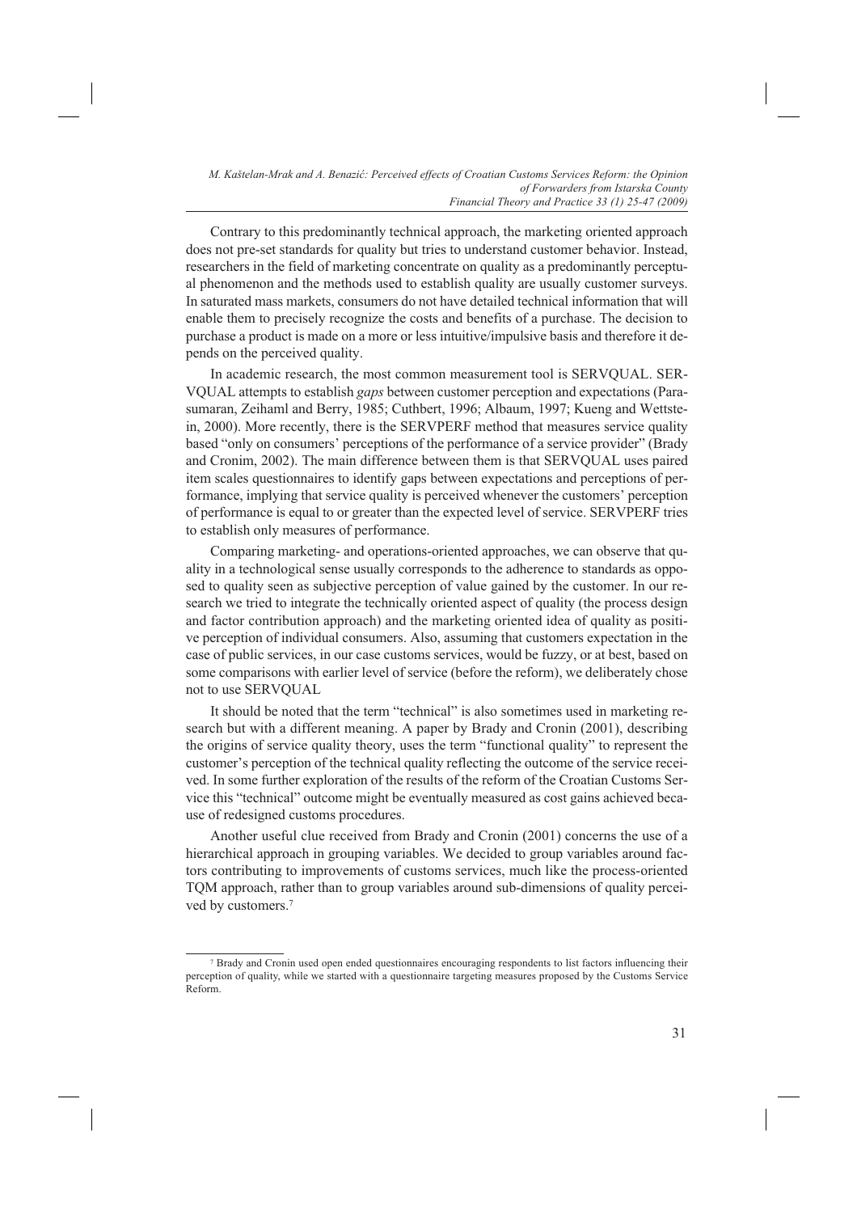Contrary to this predominantly technical approach, the marketing oriented approach does not pre-set standards for quality but tries to understand customer behavior. Instead, researchers in the field of marketing concentrate on quality as a predominantly perceptual phenomenon and the methods used to establish quality are usually customer surveys. In saturated mass markets, consumers do not have detailed technical information that will enable them to precisely recognize the costs and benefits of a purchase. The decision to purchase a product is made on a more or less intuitive/impulsive basis and therefore it depends on the perceived quality.

In academic research, the most common measurement tool is SERVQUAL. SERVQUAL attempts to establish *gaps* between customer perception and expectations (Parasumaran, Zeihaml and Berry, 1985; Cuthbert, 1996; Albaum, 1997; Kueng and Wettstein, 2000). More recently, there is the SERVPERF method that measures service quality based "only on consumers' perceptions of the performance of a service provider" (Brady and Cronim, 2002). The main difference between them is that SERVQUAL uses paired item scales questionnaires to identify gaps between expectations and perceptions of performance, implying that service quality is perceived whenever the customers' perception of performance is equal to or greater than the expected level of service. SERVPERF tries to establish only measures of performance.

Comparing marketing- and operations-oriented approaches, we can observe that quality in a technological sense usually corresponds to the adherence to standards as opposed to quality seen as subjective perception of value gained by the customer. In our research we tried to integrate the technically oriented aspect of quality (the process design and factor contribution approach) and the marketing oriented idea of quality as positive perception of individual consumers. Also, assuming that customers expectation in the case of public services, in our case customs services, would be fuzzy, or at best, based on some comparisons with earlier level of service (before the reform), we deliberately chose not to use SERVQUAL

It should be noted that the term "technical" is also sometimes used in marketing research but with a different meaning. A paper by Brady and Cronin (2001), describing the origins of service quality theory, uses the term "functional quality" to represent the customer's perception of the technical quality reflecting the outcome of the service received. In some further exploration of the results of the reform of the Croatian Customs Service this "technical" outcome might be eventually measured as cost gains achieved because of redesigned customs procedures.

Another useful clue received from Brady and Cronin (2001) concerns the use of a hierarchical approach in grouping variables. We decided to group variables around factors contributing to improvements of customs services, much like the process-oriented TQM approach, rather than to group variables around sub-dimensions of quality perceived by customers.[7]

[7] Brady and Cronin used open ended questionnaires encouraging respondents to list factors influencing their perception of quality, while we started with a questionnaire targeting measures proposed by the Customs Service Reform.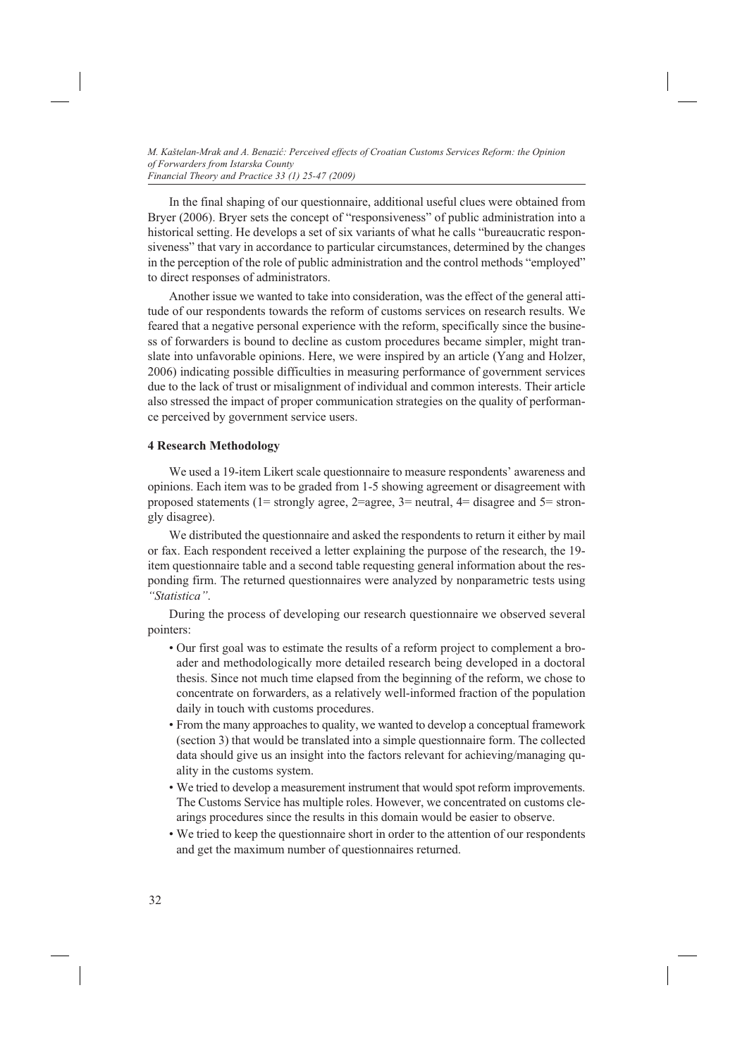In the final shaping of our questionnaire, additional useful clues were obtained from Bryer (2006). Bryer sets the concept of "responsiveness" of public administration into a historical setting. He develops a set of six variants of what he calls "bureaucratic responsiveness" that vary in accordance to particular circumstances, determined by the changes in the perception of the role of public administration and the control methods "employed" to direct responses of administrators.

Another issue we wanted to take into consideration, was the effect of the general attitude of our respondents towards the reform of customs services on research results. We feared that a negative personal experience with the reform, specifically since the business of forwarders is bound to decline as custom procedures became simpler, might translate into unfavorable opinions. Here, we were inspired by an article (Yang and Holzer, 2006) indicating possible difficulties in measuring performance of government services due to the lack of trust or misalignment of individual and common interests. Their article also stressed the impact of proper communication strategies on the quality of performance perceived by government service users.

## 4 Research Methodology

We used a 19-item Likert scale questionnaire to measure respondents' awareness and opinions. Each item was to be graded from 1-5 showing agreement or disagreement with proposed statements (1= strongly agree, 2=agree, 3= neutral, 4= disagree and 5= strongly disagree).

We distributed the questionnaire and asked the respondents to return it either by mail or fax. Each respondent received a letter explaining the purpose of the research, the 19-item questionnaire table and a second table requesting general information about the responding firm. The returned questionnaires were analyzed by nonparametric tests using *"Statistica"*.

During the process of developing our research questionnaire we observed several pointers:

- Our first goal was to estimate the results of a reform project to complement a broader and methodologically more detailed research being developed in a doctoral thesis. Since not much time elapsed from the beginning of the reform, we chose to concentrate on forwarders, as a relatively well-informed fraction of the population daily in touch with customs procedures.
- From the many approaches to quality, we wanted to develop a conceptual framework (section 3) that would be translated into a simple questionnaire form. The collected data should give us an insight into the factors relevant for achieving/managing quality in the customs system.
- We tried to develop a measurement instrument that would spot reform improvements. The Customs Service has multiple roles. However, we concentrated on customs clearings procedures since the results in this domain would be easier to observe.
- We tried to keep the questionnaire short in order to the attention of our respondents and get the maximum number of questionnaires returned.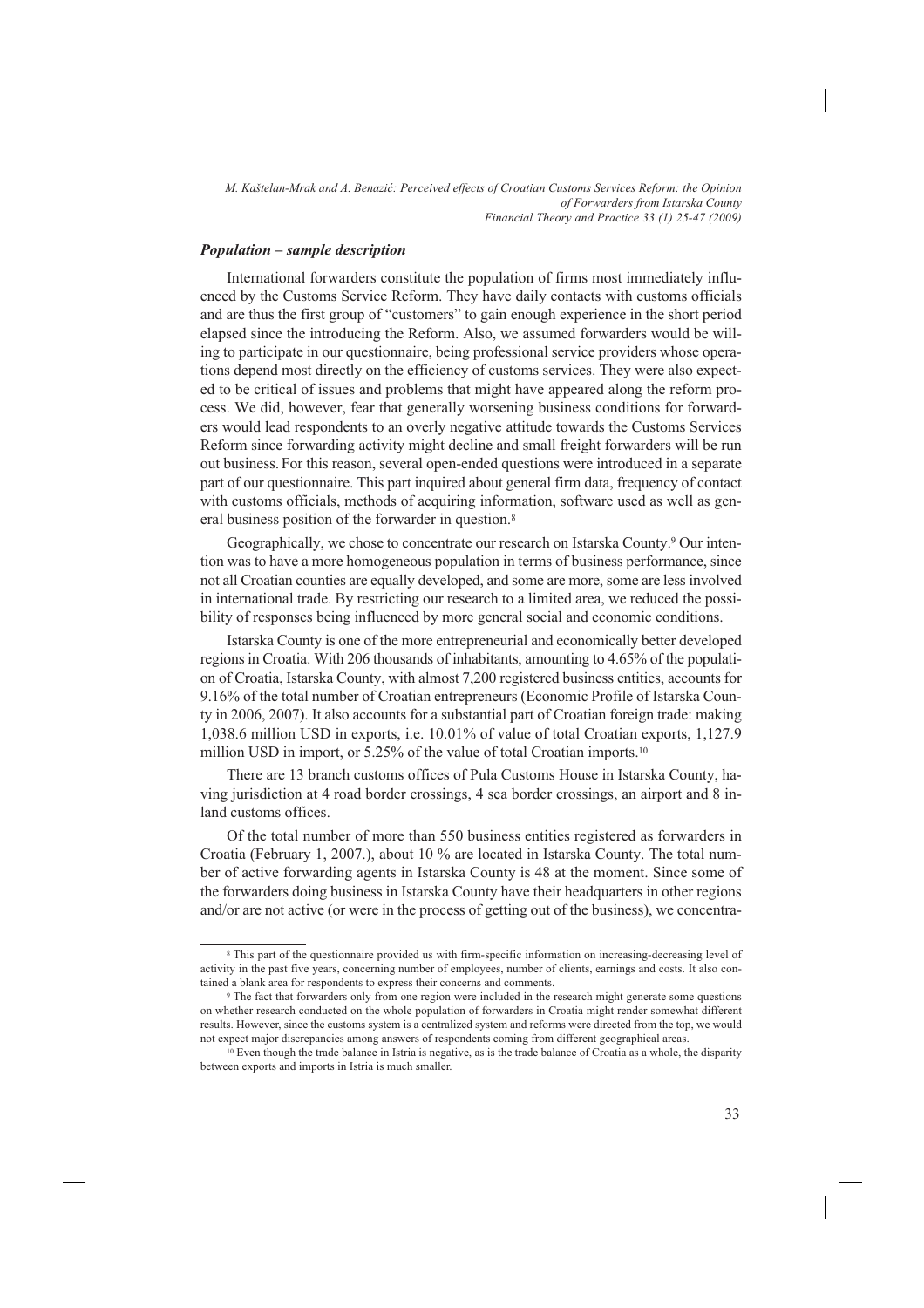### *Population – sample description*

International forwarders constitute the population of firms most immediately influenced by the Customs Service Reform. They have daily contacts with customs officials and are thus the first group of "customers" to gain enough experience in the short period elapsed since the introducing the Reform. Also, we assumed forwarders would be willing to participate in our questionnaire, being professional service providers whose operations depend most directly on the efficiency of customs services. They were also expected to be critical of issues and problems that might have appeared along the reform process. We did, however, fear that generally worsening business conditions for forwarders would lead respondents to an overly negative attitude towards the Customs Services Reform since forwarding activity might decline and small freight forwarders will be run out business. For this reason, several open-ended questions were introduced in a separate part of our questionnaire. This part inquired about general firm data, frequency of contact with customs officials, methods of acquiring information, software used as well as general business position of the forwarder in question.[8]

Geographically, we chose to concentrate our research on Istarska County.[9] Our intention was to have a more homogeneous population in terms of business performance, since not all Croatian counties are equally developed, and some are more, some are less involved in international trade. By restricting our research to a limited area, we reduced the possibility of responses being influenced by more general social and economic conditions.

Istarska County is one of the more entrepreneurial and economically better developed regions in Croatia. With 206 thousands of inhabitants, amounting to 4.65% of the population of Croatia, Istarska County, with almost 7,200 registered business entities, accounts for 9.16% of the total number of Croatian entrepreneurs (Economic Profile of Istarska County in 2006, 2007). It also accounts for a substantial part of Croatian foreign trade: making 1,038.6 million USD in exports, i.e. 10.01% of value of total Croatian exports, 1,127.9 million USD in import, or 5.25% of the value of total Croatian imports.[10]

There are 13 branch customs offices of Pula Customs House in Istarska County, having jurisdiction at 4 road border crossings, 4 sea border crossings, an airport and 8 inland customs offices.

Of the total number of more than 550 business entities registered as forwarders in Croatia (February 1, 2007.), about 10 % are located in Istarska County. The total number of active forwarding agents in Istarska County is 48 at the moment. Since some of the forwarders doing business in Istarska County have their headquarters in other regions and/or are not active (or were in the process of getting out of the business), we concentra-

---

[8] This part of the questionnaire provided us with firm-specific information on increasing-decreasing level of activity in the past five years, concerning number of employees, number of clients, earnings and costs. It also contained a blank area for respondents to express their concerns and comments.

[9] The fact that forwarders only from one region were included in the research might generate some questions on whether research conducted on the whole population of forwarders in Croatia might render somewhat different results. However, since the customs system is a centralized system and reforms were directed from the top, we would not expect major discrepancies among answers of respondents coming from different geographical areas.

[10] Even though the trade balance in Istria is negative, as is the trade balance of Croatia as a whole, the disparity between exports and imports in Istria is much smaller.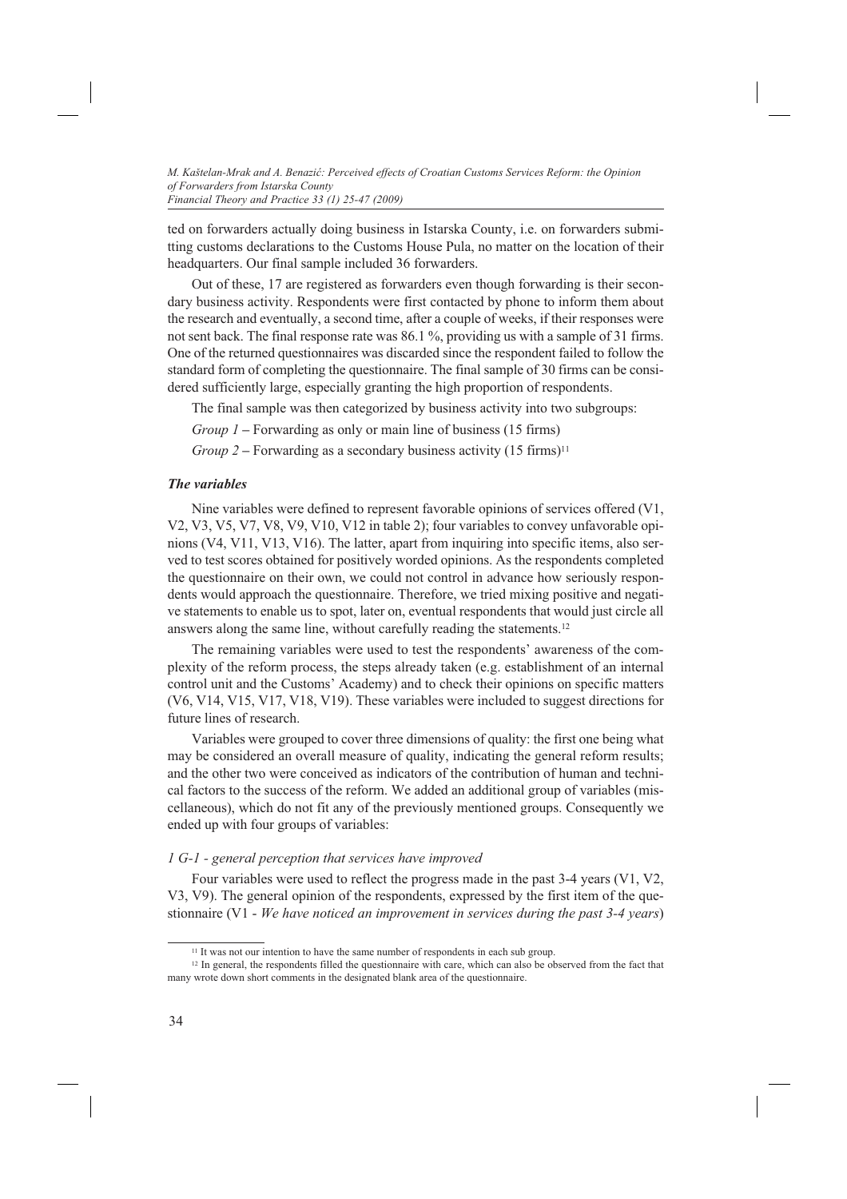ted on forwarders actually doing business in Istarska County, i.e. on forwarders submitting customs declarations to the Customs House Pula, no matter on the location of their headquarters. Our final sample included 36 forwarders.

Out of these, 17 are registered as forwarders even though forwarding is their secondary business activity. Respondents were first contacted by phone to inform them about the research and eventually, a second time, after a couple of weeks, if their responses were not sent back. The final response rate was 86.1 %, providing us with a sample of 31 firms. One of the returned questionnaires was discarded since the respondent failed to follow the standard form of completing the questionnaire. The final sample of 30 firms can be considered sufficiently large, especially granting the high proportion of respondents.

The final sample was then categorized by business activity into two subgroups:

*Group 1* – Forwarding as only or main line of business (15 firms)

*Group 2* – Forwarding as a secondary business activity (15 firms)[11]

### *The variables*

Nine variables were defined to represent favorable opinions of services offered (V1, V2, V3, V5, V7, V8, V9, V10, V12 in table 2); four variables to convey unfavorable opinions (V4, V11, V13, V16). The latter, apart from inquiring into specific items, also served to test scores obtained for positively worded opinions. As the respondents completed the questionnaire on their own, we could not control in advance how seriously respondents would approach the questionnaire. Therefore, we tried mixing positive and negative statements to enable us to spot, later on, eventual respondents that would just circle all answers along the same line, without carefully reading the statements.[12]

The remaining variables were used to test the respondents' awareness of the complexity of the reform process, the steps already taken (e.g. establishment of an internal control unit and the Customs' Academy) and to check their opinions on specific matters (V6, V14, V15, V17, V18, V19). These variables were included to suggest directions for future lines of research.

Variables were grouped to cover three dimensions of quality: the first one being what may be considered an overall measure of quality, indicating the general reform results; and the other two were conceived as indicators of the contribution of human and technical factors to the success of the reform. We added an additional group of variables (miscellaneous), which do not fit any of the previously mentioned groups. Consequently we ended up with four groups of variables:

*1 G-1 - general perception that services have improved*

Four variables were used to reflect the progress made in the past 3-4 years (V1, V2, V3, V9). The general opinion of the respondents, expressed by the first item of the questionnaire (V1 - *We have noticed an improvement in services during the past 3-4 years*)

---

[11] It was not our intention to have the same number of respondents in each sub group.

[12] In general, the respondents filled the questionnaire with care, which can also be observed from the fact that many wrote down short comments in the designated blank area of the questionnaire.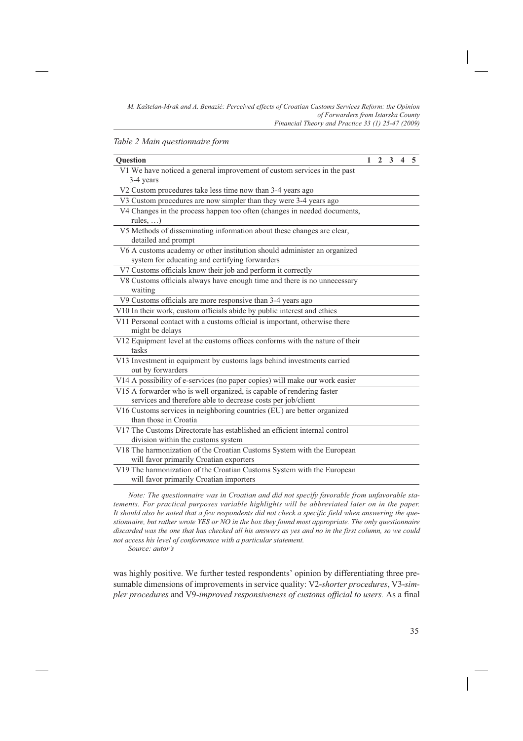*Table 2 Main questionnaire form*

| Question | 1 | 2 | 3 | 4 | 5 |
|---|---|---|---|---|---|
| V1 We have noticed a general improvement of custom services in the past 3-4 years | | | | | |
| V2 Custom procedures take less time now than 3-4 years ago | | | | | |
| V3 Custom procedures are now simpler than they were 3-4 years ago | | | | | |
| V4 Changes in the process happen too often (changes in needed documents, rules, …) | | | | | |
| V5 Methods of disseminating information about these changes are clear, detailed and prompt | | | | | |
| V6 A customs academy or other institution should administer an organized system for educating and certifying forwarders | | | | | |
| V7 Customs officials know their job and perform it correctly | | | | | |
| V8 Customs officials always have enough time and there is no unnecessary waiting | | | | | |
| V9 Customs officials are more responsive than 3-4 years ago | | | | | |
| V10 In their work, custom officials abide by public interest and ethics | | | | | |
| V11 Personal contact with a customs official is important, otherwise there might be delays | | | | | |
| V12 Equipment level at the customs offices conforms with the nature of their tasks | | | | | |
| V13 Investment in equipment by customs lags behind investments carried out by forwarders | | | | | |
| V14 A possibility of e-services (no paper copies) will make our work easier | | | | | |
| V15 A forwarder who is well organized, is capable of rendering faster services and therefore able to decrease costs per job/client | | | | | |
| V16 Customs services in neighboring countries (EU) are better organized than those in Croatia | | | | | |
| V17 The Customs Directorate has established an efficient internal control division within the customs system | | | | | |
| V18 The harmonization of the Croatian Customs System with the European will favor primarily Croatian exporters | | | | | |
| V19 The harmonization of the Croatian Customs System with the European will favor primarily Croatian importers | | | | | |

*Note: The questionnaire was in Croatian and did not specify favorable from unfavorable statements. For practical purposes variable highlights will be abbreviated later on in the paper. It should also be noted that a few respondents did not check a specific field when answering the questionnaire, but rather wrote YES or NO in the box they found most appropriate. The only questionnaire discarded was the one that has checked all his answers as yes and no in the first column, so we could not access his level of conformance with a particular statement.*

*Source: autor's*

was highly positive. We further tested respondents' opinion by differentiating three presumable dimensions of improvements in service quality: V2-*shorter procedures*, V3-*simpler procedures* and V9-*improved responsiveness of customs official to users.* As a final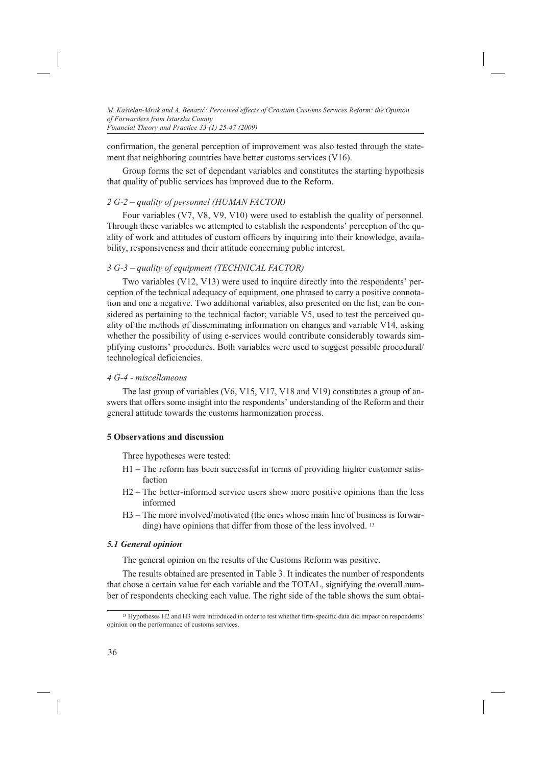confirmation, the general perception of improvement was also tested through the statement that neighboring countries have better customs services (V16).

Group forms the set of dependant variables and constitutes the starting hypothesis that quality of public services has improved due to the Reform.

### *2 G-2 – quality of personnel (HUMAN FACTOR)*

Four variables (V7, V8, V9, V10) were used to establish the quality of personnel. Through these variables we attempted to establish the respondents' perception of the quality of work and attitudes of custom officers by inquiring into their knowledge, availability, responsiveness and their attitude concerning public interest.

### *3 G-3 – quality of equipment (TECHNICAL FACTOR)*

Two variables (V12, V13) were used to inquire directly into the respondents' perception of the technical adequacy of equipment, one phrased to carry a positive connotation and one a negative. Two additional variables, also presented on the list, can be considered as pertaining to the technical factor; variable V5, used to test the perceived quality of the methods of disseminating information on changes and variable V14, asking whether the possibility of using e-services would contribute considerably towards simplifying customs' procedures. Both variables were used to suggest possible procedural/technological deficiencies.

### *4 G-4 - miscellaneous*

The last group of variables (V6, V15, V17, V18 and V19) constitutes a group of answers that offers some insight into the respondents' understanding of the Reform and their general attitude towards the customs harmonization process.

## 5 Observations and discussion

Three hypotheses were tested:

- H1 – The reform has been successful in terms of providing higher customer satisfaction
- H2 – The better-informed service users show more positive opinions than the less informed
- H3 – The more involved/motivated (the ones whose main line of business is forwarding) have opinions that differ from those of the less involved. [13]

### *5.1 General opinion*

The general opinion on the results of the Customs Reform was positive.

The results obtained are presented in Table 3. It indicates the number of respondents that chose a certain value for each variable and the TOTAL, signifying the overall number of respondents checking each value. The right side of the table shows the sum obtai-

[13] Hypotheses H2 and H3 were introduced in order to test whether firm-specific data did impact on respondents' opinion on the performance of customs services.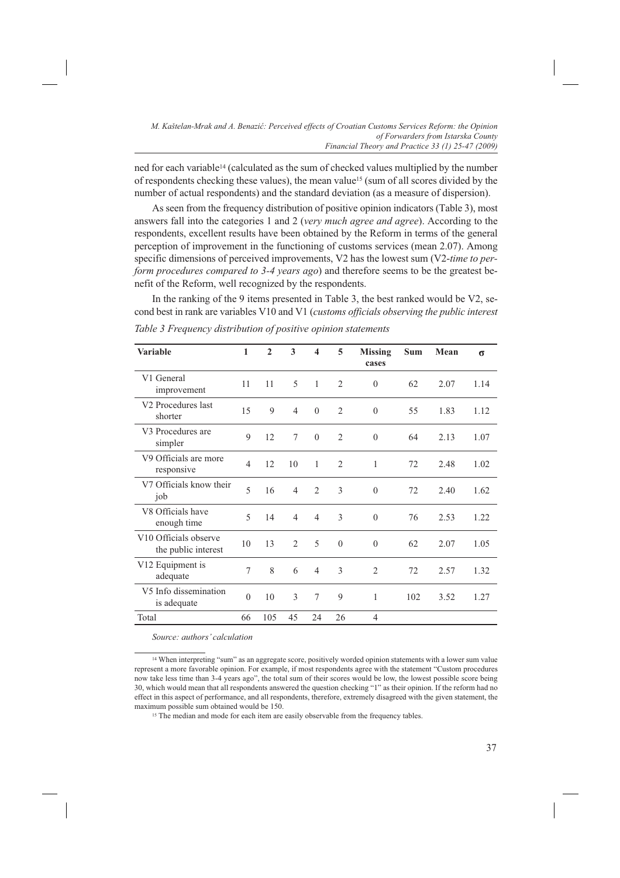ned for each variable[14] (calculated as the sum of checked values multiplied by the number of respondents checking these values), the mean value[15] (sum of all scores divided by the number of actual respondents) and the standard deviation (as a measure of dispersion).

As seen from the frequency distribution of positive opinion indicators (Table 3), most answers fall into the categories 1 and 2 (*very much agree and agree*). According to the respondents, excellent results have been obtained by the Reform in terms of the general perception of improvement in the functioning of customs services (mean 2.07). Among specific dimensions of perceived improvements, V2 has the lowest sum (V2-*time to perform procedures compared to 3-4 years ago*) and therefore seems to be the greatest benefit of the Reform, well recognized by the respondents.

In the ranking of the 9 items presented in Table 3, the best ranked would be V2, second best in rank are variables V10 and V1 (*customs officials observing the public interest*

*Table 3 Frequency distribution of positive opinion statements*

| Variable | 1 | 2 | 3 | 4 | 5 | Missing cases | Sum | Mean | σ |
|---|---|---|---|---|---|---|---|---|---|
| V1 General improvement | 11 | 11 | 5 | 1 | 2 | 0 | 62 | 2.07 | 1.14 |
| V2 Procedures last shorter | 15 | 9 | 4 | 0 | 2 | 0 | 55 | 1.83 | 1.12 |
| V3 Procedures are simpler | 9 | 12 | 7 | 0 | 2 | 0 | 64 | 2.13 | 1.07 |
| V9 Officials are more responsive | 4 | 12 | 10 | 1 | 2 | 1 | 72 | 2.48 | 1.02 |
| V7 Officials know their job | 5 | 16 | 4 | 2 | 3 | 0 | 72 | 2.40 | 1.62 |
| V8 Officials have enough time | 5 | 14 | 4 | 4 | 3 | 0 | 76 | 2.53 | 1.22 |
| V10 Officials observe the public interest | 10 | 13 | 2 | 5 | 0 | 0 | 62 | 2.07 | 1.05 |
| V12 Equipment is adequate | 7 | 8 | 6 | 4 | 3 | 2 | 72 | 2.57 | 1.32 |
| V5 Info dissemination is adequate | 0 | 10 | 3 | 7 | 9 | 1 | 102 | 3.52 | 1.27 |
| Total | 66 | 105 | 45 | 24 | 26 | 4 | | | |

*Source: authors' calculation*

[14] When interpreting "sum" as an aggregate score, positively worded opinion statements with a lower sum value represent a more favorable opinion. For example, if most respondents agree with the statement "Custom procedures now take less time than 3-4 years ago", the total sum of their scores would be low, the lowest possible score being 30, which would mean that all respondents answered the question checking "1" as their opinion. If the reform had no effect in this aspect of performance, and all respondents, therefore, extremely disagreed with the given statement, the maximum possible sum obtained would be 150.

[15] The median and mode for each item are easily observable from the frequency tables.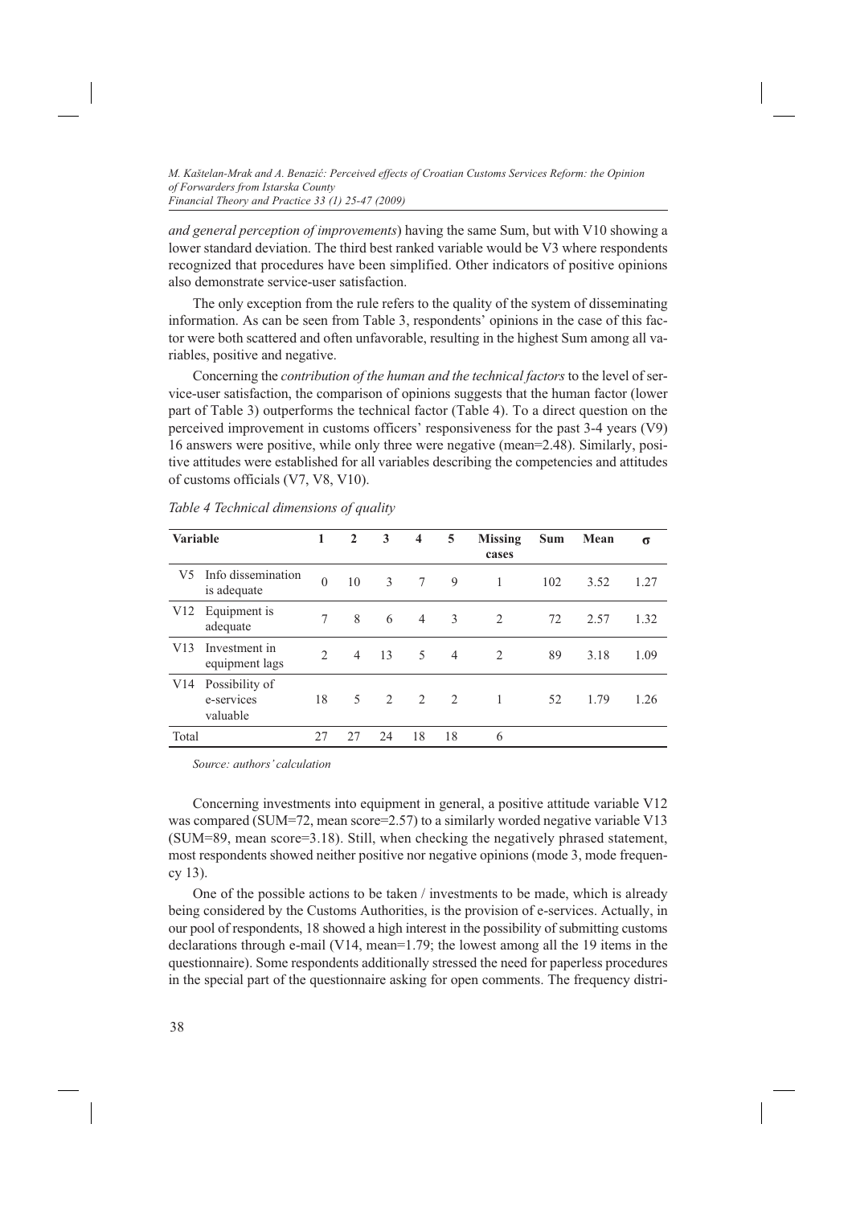*and general perception of improvements*) having the same Sum, but with V10 showing a lower standard deviation. The third best ranked variable would be V3 where respondents recognized that procedures have been simplified. Other indicators of positive opinions also demonstrate service-user satisfaction.

The only exception from the rule refers to the quality of the system of disseminating information. As can be seen from Table 3, respondents' opinions in the case of this factor were both scattered and often unfavorable, resulting in the highest Sum among all variables, positive and negative.

Concerning the *contribution of the human and the technical factors* to the level of service-user satisfaction, the comparison of opinions suggests that the human factor (lower part of Table 3) outperforms the technical factor (Table 4). To a direct question on the perceived improvement in customs officers' responsiveness for the past 3-4 years (V9) 16 answers were positive, while only three were negative (mean=2.48). Similarly, positive attitudes were established for all variables describing the competencies and attitudes of customs officials (V7, V8, V10).

*Table 4 Technical dimensions of quality*

| Variable | | 1 | 2 | 3 | 4 | 5 | Missing cases | Sum | Mean | σ |
|---|---|---|---|---|---|---|---|---|---|---|
| V5 | Info dissemination is adequate | 0 | 10 | 3 | 7 | 9 | 1 | 102 | 3.52 | 1.27 |
| V12 | Equipment is adequate | 7 | 8 | 6 | 4 | 3 | 2 | 72 | 2.57 | 1.32 |
| V13 | Investment in equipment lags | 2 | 4 | 13 | 5 | 4 | 2 | 89 | 3.18 | 1.09 |
| V14 | Possibility of e-services valuable | 18 | 5 | 2 | 2 | 2 | 1 | 52 | 1.79 | 1.26 |
| Total | | 27 | 27 | 24 | 18 | 18 | 6 | | | |

*Source: authors' calculation*

Concerning investments into equipment in general, a positive attitude variable V12 was compared (SUM=72, mean score=2.57) to a similarly worded negative variable V13 (SUM=89, mean score=3.18). Still, when checking the negatively phrased statement, most respondents showed neither positive nor negative opinions (mode 3, mode frequency 13).

One of the possible actions to be taken / investments to be made, which is already being considered by the Customs Authorities, is the provision of e-services. Actually, in our pool of respondents, 18 showed a high interest in the possibility of submitting customs declarations through e-mail (V14, mean=1.79; the lowest among all the 19 items in the questionnaire). Some respondents additionally stressed the need for paperless procedures in the special part of the questionnaire asking for open comments. The frequency distri-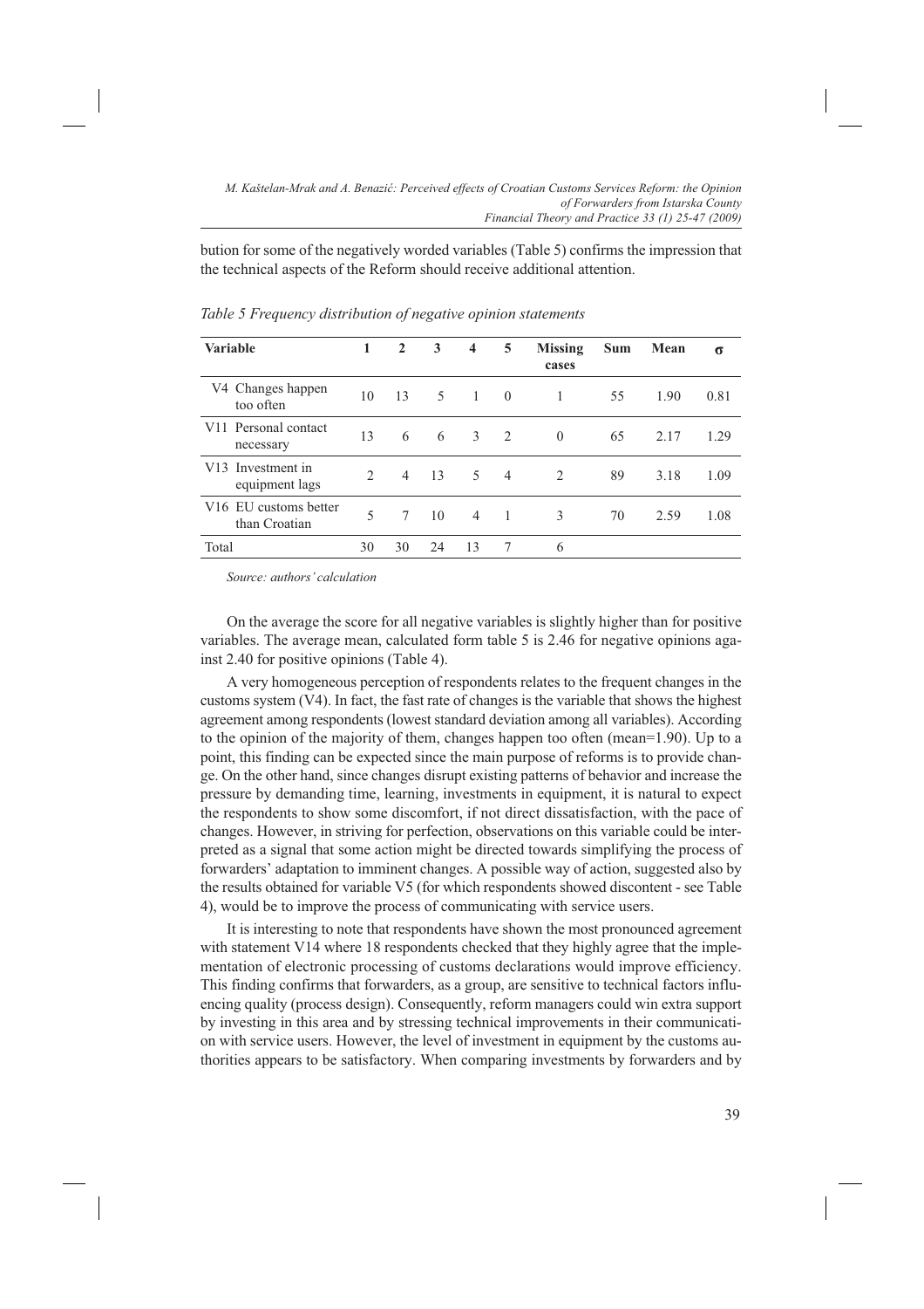bution for some of the negatively worded variables (Table 5) confirms the impression that the technical aspects of the Reform should receive additional attention.

*Table 5 Frequency distribution of negative opinion statements*

| Variable | 1 | 2 | 3 | 4 | 5 | Missing cases | Sum | Mean | σ |
|---|---|---|---|---|---|---|---|---|---|
| V4 Changes happen too often | 10 | 13 | 5 | 1 | 0 | 1 | 55 | 1.90 | 0.81 |
| V11 Personal contact necessary | 13 | 6 | 6 | 3 | 2 | 0 | 65 | 2.17 | 1.29 |
| V13 Investment in equipment lags | 2 | 4 | 13 | 5 | 4 | 2 | 89 | 3.18 | 1.09 |
| V16 EU customs better than Croatian | 5 | 7 | 10 | 4 | 1 | 3 | 70 | 2.59 | 1.08 |
| Total | 30 | 30 | 24 | 13 | 7 | 6 | | | |

*Source: authors' calculation*

On the average the score for all negative variables is slightly higher than for positive variables. The average mean, calculated form table 5 is 2.46 for negative opinions against 2.40 for positive opinions (Table 4).

A very homogeneous perception of respondents relates to the frequent changes in the customs system (V4). In fact, the fast rate of changes is the variable that shows the highest agreement among respondents (lowest standard deviation among all variables). According to the opinion of the majority of them, changes happen too often (mean=1.90). Up to a point, this finding can be expected since the main purpose of reforms is to provide change. On the other hand, since changes disrupt existing patterns of behavior and increase the pressure by demanding time, learning, investments in equipment, it is natural to expect the respondents to show some discomfort, if not direct dissatisfaction, with the pace of changes. However, in striving for perfection, observations on this variable could be interpreted as a signal that some action might be directed towards simplifying the process of forwarders' adaptation to imminent changes. A possible way of action, suggested also by the results obtained for variable V5 (for which respondents showed discontent - see Table 4), would be to improve the process of communicating with service users.

It is interesting to note that respondents have shown the most pronounced agreement with statement V14 where 18 respondents checked that they highly agree that the implementation of electronic processing of customs declarations would improve efficiency. This finding confirms that forwarders, as a group, are sensitive to technical factors influencing quality (process design). Consequently, reform managers could win extra support by investing in this area and by stressing technical improvements in their communication with service users. However, the level of investment in equipment by the customs authorities appears to be satisfactory. When comparing investments by forwarders and by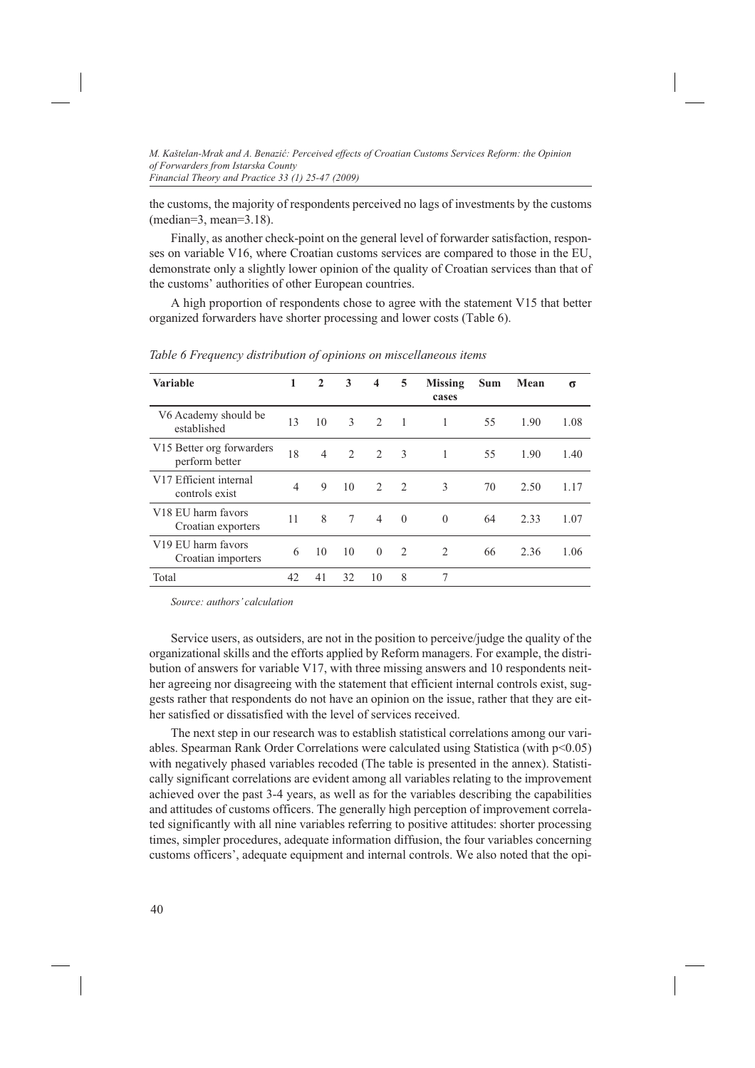the customs, the majority of respondents perceived no lags of investments by the customs (median=3, mean=3.18).

Finally, as another check-point on the general level of forwarder satisfaction, responses on variable V16, where Croatian customs services are compared to those in the EU, demonstrate only a slightly lower opinion of the quality of Croatian services than that of the customs' authorities of other European countries.

A high proportion of respondents chose to agree with the statement V15 that better organized forwarders have shorter processing and lower costs (Table 6).

*Table 6 Frequency distribution of opinions on miscellaneous items*

| Variable | 1 | 2 | 3 | 4 | 5 | Missing cases | Sum | Mean | σ |
|---|---|---|---|---|---|---|---|---|---|
| V6 Academy should be established | 13 | 10 | 3 | 2 | 1 | 1 | 55 | 1.90 | 1.08 |
| V15 Better org forwarders perform better | 18 | 4 | 2 | 2 | 3 | 1 | 55 | 1.90 | 1.40 |
| V17 Efficient internal controls exist | 4 | 9 | 10 | 2 | 2 | 3 | 70 | 2.50 | 1.17 |
| V18 EU harm favors Croatian exporters | 11 | 8 | 7 | 4 | 0 | 0 | 64 | 2.33 | 1.07 |
| V19 EU harm favors Croatian importers | 6 | 10 | 10 | 0 | 2 | 2 | 66 | 2.36 | 1.06 |
| Total | 42 | 41 | 32 | 10 | 8 | 7 | | | |

*Source: authors' calculation*

Service users, as outsiders, are not in the position to perceive/judge the quality of the organizational skills and the efforts applied by Reform managers. For example, the distribution of answers for variable V17, with three missing answers and 10 respondents neither agreeing nor disagreeing with the statement that efficient internal controls exist, suggests rather that respondents do not have an opinion on the issue, rather that they are either satisfied or dissatisfied with the level of services received.

The next step in our research was to establish statistical correlations among our variables. Spearman Rank Order Correlations were calculated using Statistica (with $p<0.05$) with negatively phased variables recoded (The table is presented in the annex). Statistically significant correlations are evident among all variables relating to the improvement achieved over the past 3-4 years, as well as for the variables describing the capabilities and attitudes of customs officers. The generally high perception of improvement correlated significantly with all nine variables referring to positive attitudes: shorter processing times, simpler procedures, adequate information diffusion, the four variables concerning customs officers', adequate equipment and internal controls. We also noted that the opi-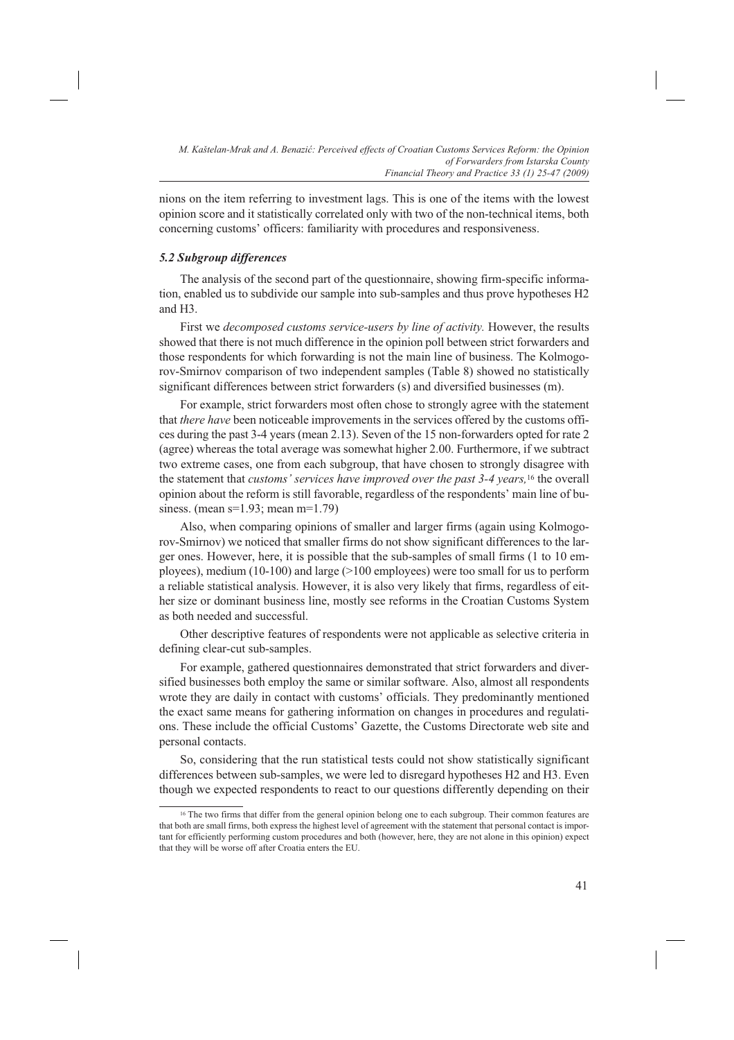nions on the item referring to investment lags. This is one of the items with the lowest opinion score and it statistically correlated only with two of the non-technical items, both concerning customs' officers: familiarity with procedures and responsiveness.

### *5.2 Subgroup differences*

The analysis of the second part of the questionnaire, showing firm-specific information, enabled us to subdivide our sample into sub-samples and thus prove hypotheses H2 and H3.

First we *decomposed customs service-users by line of activity.* However, the results showed that there is not much difference in the opinion poll between strict forwarders and those respondents for which forwarding is not the main line of business. The Kolmogorov-Smirnov comparison of two independent samples (Table 8) showed no statistically significant differences between strict forwarders (s) and diversified businesses (m).

For example, strict forwarders most often chose to strongly agree with the statement that *there have* been noticeable improvements in the services offered by the customs offices during the past 3-4 years (mean 2.13). Seven of the 15 non-forwarders opted for rate 2 (agree) whereas the total average was somewhat higher 2.00. Furthermore, if we subtract two extreme cases, one from each subgroup, that have chosen to strongly disagree with the statement that *customs' services have improved over the past 3-4 years,*[16] the overall opinion about the reform is still favorable, regardless of the respondents' main line of business. (mean s=1.93; mean m=1.79)

Also, when comparing opinions of smaller and larger firms (again using Kolmogorov-Smirnov) we noticed that smaller firms do not show significant differences to the larger ones. However, here, it is possible that the sub-samples of small firms (1 to 10 employees), medium (10-100) and large (>100 employees) were too small for us to perform a reliable statistical analysis. However, it is also very likely that firms, regardless of either size or dominant business line, mostly see reforms in the Croatian Customs System as both needed and successful.

Other descriptive features of respondents were not applicable as selective criteria in defining clear-cut sub-samples.

For example, gathered questionnaires demonstrated that strict forwarders and diversified businesses both employ the same or similar software. Also, almost all respondents wrote they are daily in contact with customs' officials. They predominantly mentioned the exact same means for gathering information on changes in procedures and regulations. These include the official Customs' Gazette, the Customs Directorate web site and personal contacts.

So, considering that the run statistical tests could not show statistically significant differences between sub-samples, we were led to disregard hypotheses H2 and H3. Even though we expected respondents to react to our questions differently depending on their

---

[16] The two firms that differ from the general opinion belong one to each subgroup. Their common features are that both are small firms, both express the highest level of agreement with the statement that personal contact is important for efficiently performing custom procedures and both (however, here, they are not alone in this opinion) expect that they will be worse off after Croatia enters the EU.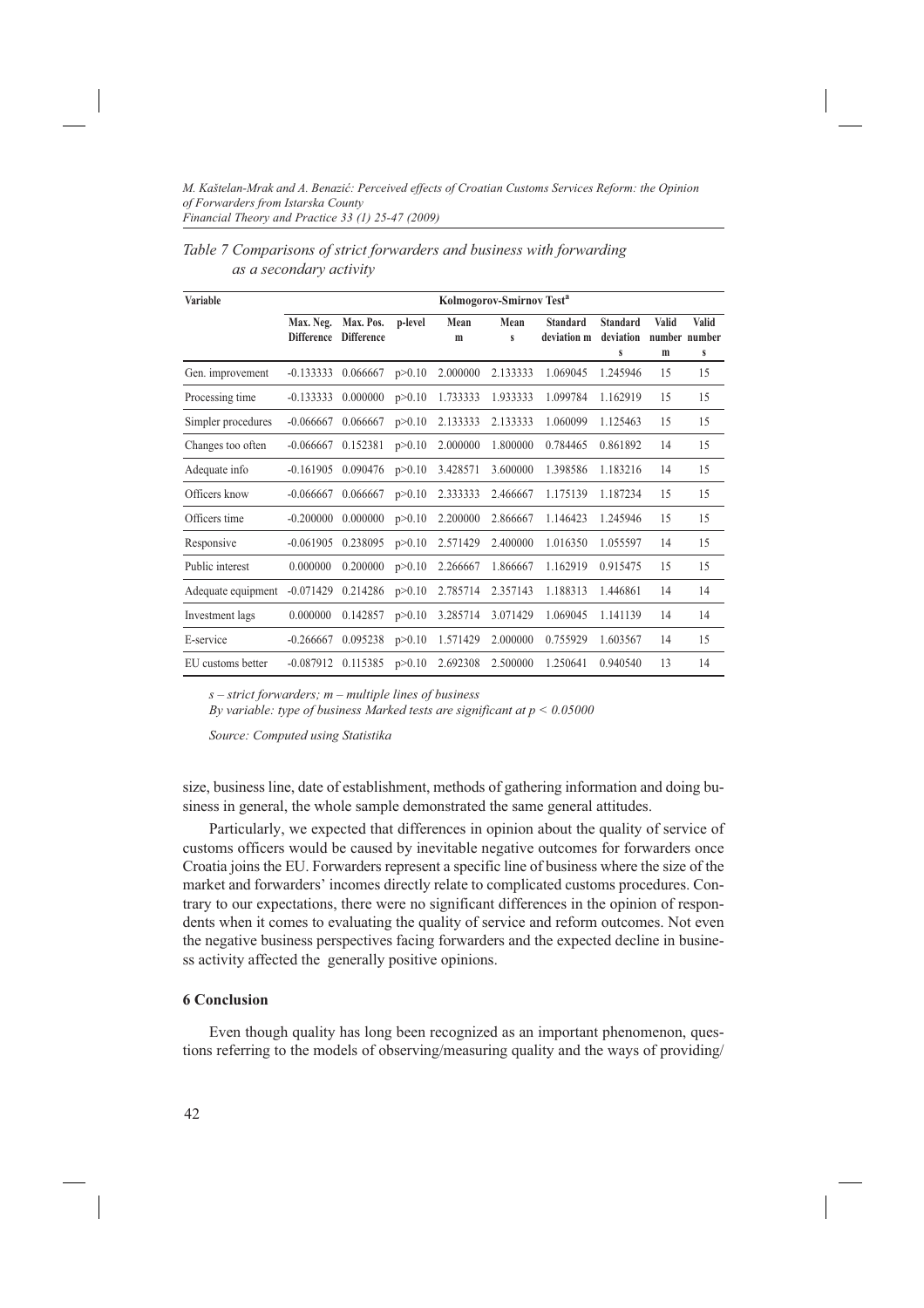*Table 7 Comparisons of strict forwarders and business with forwarding as a secondary activity*

| Variable | Kolmogorov-Smirnov Test[a] | | | | | | | | |
|---|---|---|---|---|---|---|---|---|---|
| | Max. Neg. Difference | Max. Pos. Difference | p-level | Mean m | Mean s | Standard deviation m | Standard deviation s | Valid number m | Valid number s |
| Gen. improvement | -0.133333 | 0.066667 | p>0.10 | 2.000000 | 2.133333 | 1.069045 | 1.245946 | 15 | 15 |
| Processing time | -0.133333 | 0.000000 | p>0.10 | 1.733333 | 1.933333 | 1.099784 | 1.162919 | 15 | 15 |
| Simpler procedures | -0.066667 | 0.066667 | p>0.10 | 2.133333 | 2.133333 | 1.060099 | 1.125463 | 15 | 15 |
| Changes too often | -0.066667 | 0.152381 | p>0.10 | 2.000000 | 1.800000 | 0.784465 | 0.861892 | 14 | 15 |
| Adequate info | -0.161905 | 0.090476 | p>0.10 | 3.428571 | 3.600000 | 1.398586 | 1.183216 | 14 | 15 |
| Officers know | -0.066667 | 0.066667 | p>0.10 | 2.333333 | 2.466667 | 1.175139 | 1.187234 | 15 | 15 |
| Officers time | -0.200000 | 0.000000 | p>0.10 | 2.200000 | 2.866667 | 1.146423 | 1.245946 | 15 | 15 |
| Responsive | -0.061905 | 0.238095 | p>0.10 | 2.571429 | 2.400000 | 1.016350 | 1.055597 | 14 | 15 |
| Public interest | 0.000000 | 0.200000 | p>0.10 | 2.266667 | 1.866667 | 1.162919 | 0.915475 | 15 | 15 |
| Adequate equipment | -0.071429 | 0.214286 | p>0.10 | 2.785714 | 2.357143 | 1.188313 | 1.446861 | 14 | 14 |
| Investment lags | 0.000000 | 0.142857 | p>0.10 | 3.285714 | 3.071429 | 1.069045 | 1.141139 | 14 | 14 |
| E-service | -0.266667 | 0.095238 | p>0.10 | 1.571429 | 2.000000 | 0.755929 | 1.603567 | 14 | 15 |
| EU customs better | -0.087912 | 0.115385 | p>0.10 | 2.692308 | 2.500000 | 1.250641 | 0.940540 | 13 | 14 |

*s – strict forwarders; m – multiple lines of business*

*By variable: type of business Marked tests are significant at p < 0.05000*

*Source: Computed using Statistika*

size, business line, date of establishment, methods of gathering information and doing business in general, the whole sample demonstrated the same general attitudes.

Particularly, we expected that differences in opinion about the quality of service of customs officers would be caused by inevitable negative outcomes for forwarders once Croatia joins the EU. Forwarders represent a specific line of business where the size of the market and forwarders' incomes directly relate to complicated customs procedures. Contrary to our expectations, there were no significant differences in the opinion of respondents when it comes to evaluating the quality of service and reform outcomes. Not even the negative business perspectives facing forwarders and the expected decline in business activity affected the generally positive opinions.

## 6 Conclusion

Even though quality has long been recognized as an important phenomenon, questions referring to the models of observing/measuring quality and the ways of providing/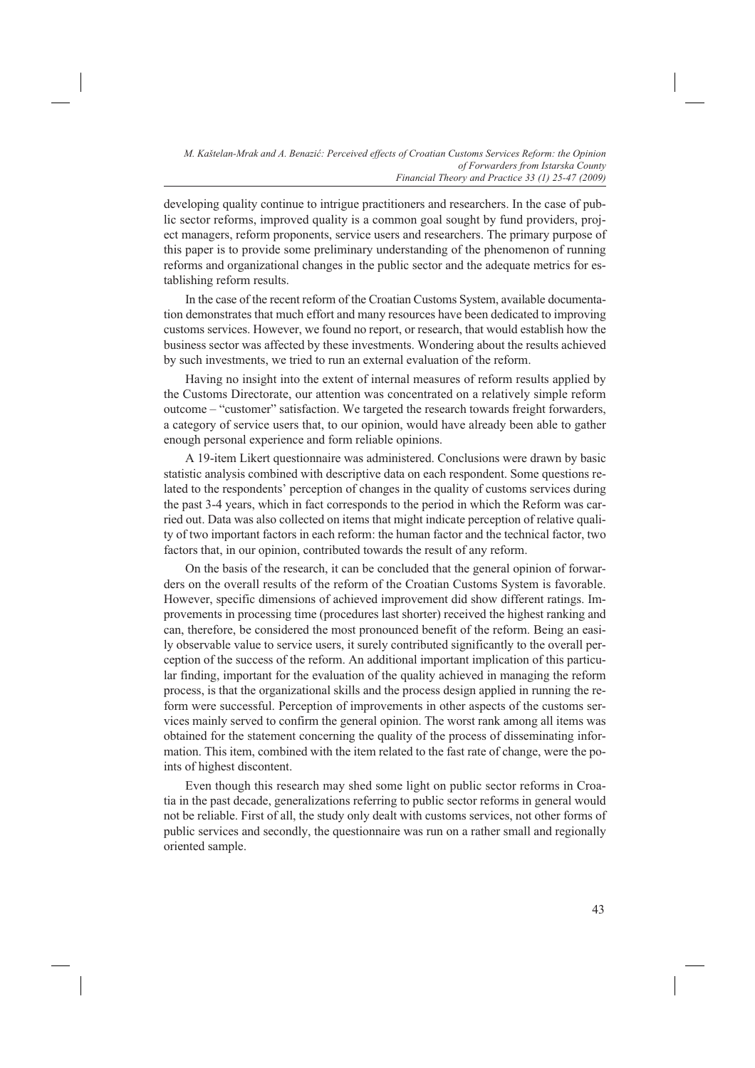developing quality continue to intrigue practitioners and researchers. In the case of public sector reforms, improved quality is a common goal sought by fund providers, project managers, reform proponents, service users and researchers. The primary purpose of this paper is to provide some preliminary understanding of the phenomenon of running reforms and organizational changes in the public sector and the adequate metrics for establishing reform results.

In the case of the recent reform of the Croatian Customs System, available documentation demonstrates that much effort and many resources have been dedicated to improving customs services. However, we found no report, or research, that would establish how the business sector was affected by these investments. Wondering about the results achieved by such investments, we tried to run an external evaluation of the reform.

Having no insight into the extent of internal measures of reform results applied by the Customs Directorate, our attention was concentrated on a relatively simple reform outcome – "customer" satisfaction. We targeted the research towards freight forwarders, a category of service users that, to our opinion, would have already been able to gather enough personal experience and form reliable opinions.

A 19-item Likert questionnaire was administered. Conclusions were drawn by basic statistic analysis combined with descriptive data on each respondent. Some questions related to the respondents' perception of changes in the quality of customs services during the past 3-4 years, which in fact corresponds to the period in which the Reform was carried out. Data was also collected on items that might indicate perception of relative quality of two important factors in each reform: the human factor and the technical factor, two factors that, in our opinion, contributed towards the result of any reform.

On the basis of the research, it can be concluded that the general opinion of forwarders on the overall results of the reform of the Croatian Customs System is favorable. However, specific dimensions of achieved improvement did show different ratings. Improvements in processing time (procedures last shorter) received the highest ranking and can, therefore, be considered the most pronounced benefit of the reform. Being an easily observable value to service users, it surely contributed significantly to the overall perception of the success of the reform. An additional important implication of this particular finding, important for the evaluation of the quality achieved in managing the reform process, is that the organizational skills and the process design applied in running the reform were successful. Perception of improvements in other aspects of the customs services mainly served to confirm the general opinion. The worst rank among all items was obtained for the statement concerning the quality of the process of disseminating information. This item, combined with the item related to the fast rate of change, were the points of highest discontent.

Even though this research may shed some light on public sector reforms in Croatia in the past decade, generalizations referring to public sector reforms in general would not be reliable. First of all, the study only dealt with customs services, not other forms of public services and secondly, the questionnaire was run on a rather small and regionally oriented sample.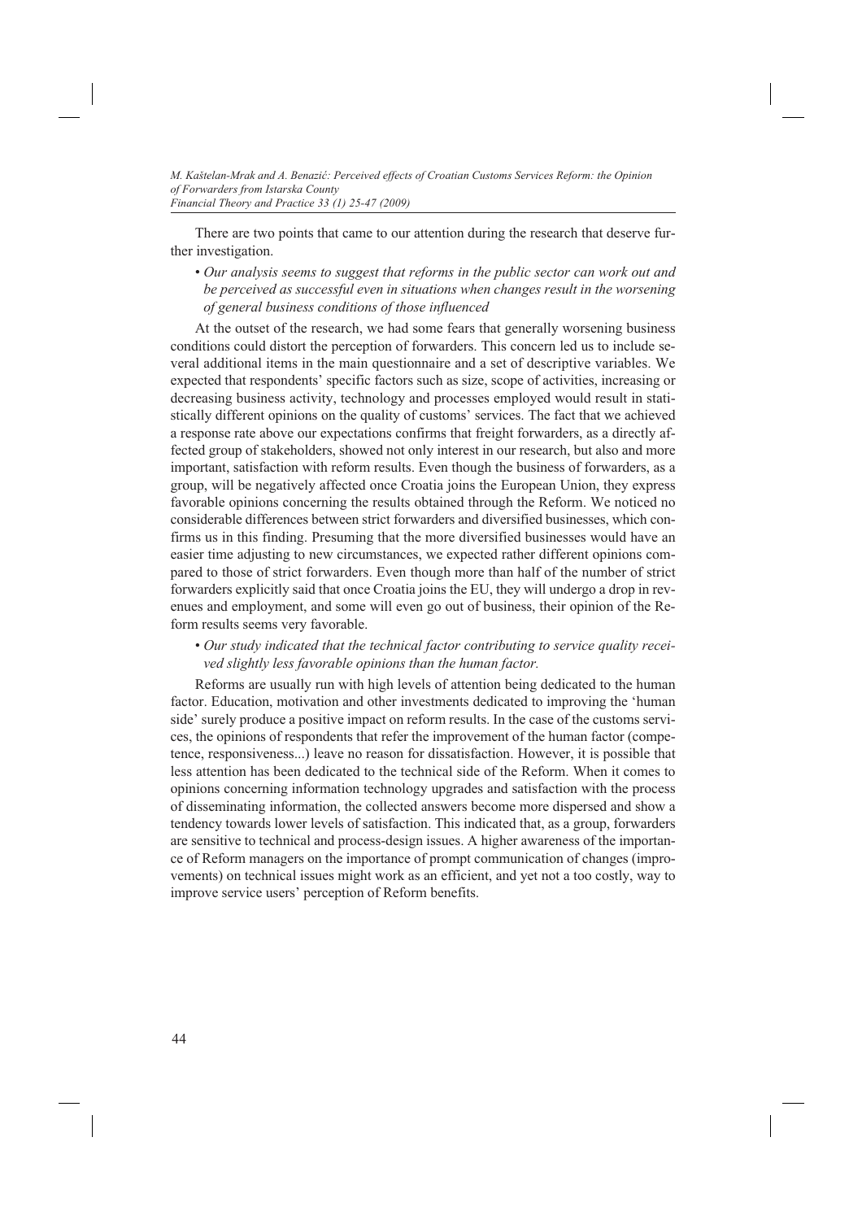There are two points that came to our attention during the research that deserve further investigation.

- *Our analysis seems to suggest that reforms in the public sector can work out and be perceived as successful even in situations when changes result in the worsening of general business conditions of those influenced*

At the outset of the research, we had some fears that generally worsening business conditions could distort the perception of forwarders. This concern led us to include several additional items in the main questionnaire and a set of descriptive variables. We expected that respondents' specific factors such as size, scope of activities, increasing or decreasing business activity, technology and processes employed would result in statistically different opinions on the quality of customs' services. The fact that we achieved a response rate above our expectations confirms that freight forwarders, as a directly affected group of stakeholders, showed not only interest in our research, but also and more important, satisfaction with reform results. Even though the business of forwarders, as a group, will be negatively affected once Croatia joins the European Union, they express favorable opinions concerning the results obtained through the Reform. We noticed no considerable differences between strict forwarders and diversified businesses, which confirms us in this finding. Presuming that the more diversified businesses would have an easier time adjusting to new circumstances, we expected rather different opinions compared to those of strict forwarders. Even though more than half of the number of strict forwarders explicitly said that once Croatia joins the EU, they will undergo a drop in revenues and employment, and some will even go out of business, their opinion of the Reform results seems very favorable.

- *Our study indicated that the technical factor contributing to service quality received slightly less favorable opinions than the human factor.*

Reforms are usually run with high levels of attention being dedicated to the human factor. Education, motivation and other investments dedicated to improving the 'human side' surely produce a positive impact on reform results. In the case of the customs services, the opinions of respondents that refer the improvement of the human factor (competence, responsiveness...) leave no reason for dissatisfaction. However, it is possible that less attention has been dedicated to the technical side of the Reform. When it comes to opinions concerning information technology upgrades and satisfaction with the process of disseminating information, the collected answers become more dispersed and show a tendency towards lower levels of satisfaction. This indicated that, as a group, forwarders are sensitive to technical and process-design issues. A higher awareness of the importance of Reform managers on the importance of prompt communication of changes (improvements) on technical issues might work as an efficient, and yet not a too costly, way to improve service users' perception of Reform benefits.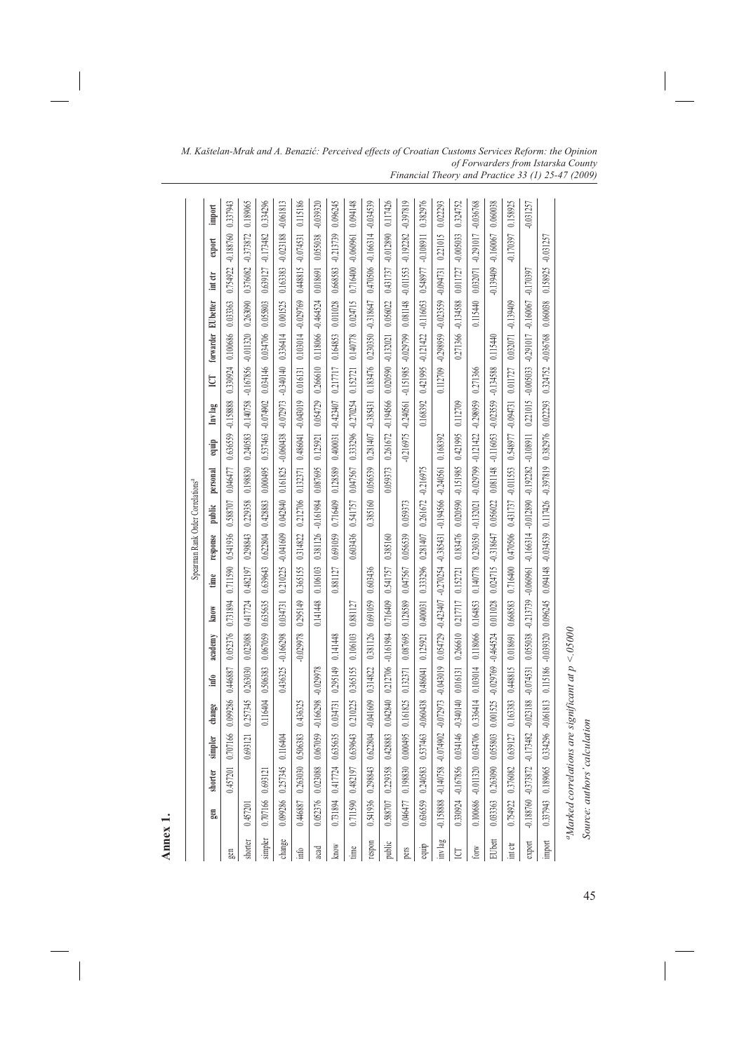# Annex 1.

Spearman Rank Order Correlations[a]

| | gen | shorter | simpler | change | info | academy | know | time | response | public | personal | equip | Inv lag | ICT | forwarder | EUbetter | int ctr | export | import |
|---|---|---|---|---|---|---|---|---|---|---|---|---|---|---|---|---|---|---|---|
| gen | | 0.457201 | 0.707166 | 0.099286 | 0.446887 | 0.052376 | 0.731894 | 0.711590 | 0.541936 | 0.588707 | 0.046477 | 0.636559 | -0.158888 | 0.330924 | 0.100686 | 0.033363 | 0.754922 | -0.188760 | 0.337943 |
| shorter | 0.457201 | | 0.693121 | 0.257345 | 0.263030 | 0.023088 | 0.417724 | 0.482197 | 0.298843 | 0.229358 | 0.198830 | 0.240583 | -0.140758 | -0.167856 | -0.011320 | 0.263090 | 0.376082 | -0.373872 | 0.189065 |
| simpler | 0.707166 | 0.693121 | | 0.116404 | 0.506383 | 0.067059 | 0.635635 | 0.639643 | 0.622804 | 0.428883 | 0.000495 | 0.537463 | -0.074902 | 0.034146 | 0.034706 | 0.055803 | 0.639127 | -0.173482 | 0.334296 |
| change | 0.099286 | 0.257345 | 0.116404 | | 0.436325 | -0.166298 | 0.034731 | 0.210225 | -0.041609 | 0.042840 | 0.161825 | -0.060438 | -0.072973 | -0.340140 | 0.336414 | 0.001525 | 0.163383 | -0.023188 | -0.061813 |
| info | 0.446887 | 0.263030 | 0.506383 | 0.436325 | | -0.029978 | 0.295149 | 0.365155 | 0.314822 | 0.212706 | 0.132371 | 0.486041 | -0.043019 | 0.016131 | 0.103014 | -0.029769 | 0.448815 | -0.074531 | 0.115186 |
| acad | 0.052376 | 0.023088 | 0.067059 | -0.166298 | -0.029978 | | 0.141448 | 0.106103 | 0.381126 | -0.161984 | 0.087695 | 0.125921 | 0.054729 | 0.266610 | 0.118066 | -0.464524 | 0.018691 | 0.055038 | -0.039320 |
| know | 0.731894 | 0.417724 | 0.635635 | 0.034731 | 0.295149 | 0.141448 | | 0.881127 | 0.691059 | 0.716409 | 0.128589 | 0.400031 | -0.423407 | 0.217717 | 0.164853 | 0.011028 | 0.668583 | -0.213739 | 0.096245 |
| time | 0.711590 | 0.482197 | 0.639643 | 0.210225 | 0.365155 | 0.106103 | 0.881127 | | 0.603436 | 0.541757 | 0.047567 | 0.333296 | -0.270254 | 0.152721 | 0.140778 | 0.024715 | 0.716400 | -0.060961 | 0.094148 |
| respon | 0.541936 | 0.298843 | 0.622804 | -0.041609 | 0.314822 | 0.381126 | 0.691059 | 0.603436 | | 0.385160 | 0.056539 | 0.281407 | -0.385431 | 0.183476 | 0.230350 | -0.318647 | 0.470506 | -0.166314 | -0.034539 |
| public | 0.588707 | 0.229358 | 0.428883 | 0.042840 | 0.212706 | -0.161984 | 0.716409 | 0.541757 | 0.385160 | | 0.059373 | 0.261672 | -0.194566 | 0.020590 | -0.132021 | 0.056022 | 0.431737 | -0.012890 | 0.117426 |
| pers | 0.046477 | 0.198830 | 0.000495 | 0.161825 | 0.132371 | 0.087695 | 0.128589 | 0.047567 | 0.056539 | 0.059373 | | -0.216975 | -0.240561 | -0.151985 | -0.029799 | 0.081148 | -0.011553 | -0.192282 | -0.397819 |
| equip | 0.636559 | 0.240583 | 0.537463 | -0.060438 | 0.486041 | 0.125921 | 0.400031 | 0.333296 | 0.281407 | 0.261672 | -0.216975 | | 0.168392 | 0.421995 | -0.121422 | -0.116053 | 0.548977 | -0.108911 | 0.382976 |
| inv lag | -0.158888 | -0.140758 | -0.074902 | -0.072973 | -0.043019 | 0.054729 | -0.423407 | -0.270254 | -0.385431 | -0.194566 | -0.240561 | 0.168392 | | 0.112709 | -0.298959 | -0.023559 | -0.094731 | 0.221015 | 0.022293 |
| ICT | 0.330924 | -0.167856 | 0.034146 | -0.340140 | 0.016131 | 0.266610 | 0.217717 | 0.152721 | 0.183476 | 0.020590 | -0.151985 | 0.421995 | 0.112709 | | 0.271366 | -0.134588 | 0.011727 | -0.005033 | 0.324752 |
| forw | 0.100686 | -0.011320 | 0.034706 | 0.336414 | 0.103014 | 0.118066 | 0.164853 | 0.140778 | 0.230350 | -0.132021 | -0.029799 | -0.121422 | -0.298959 | 0.271366 | | 0.115440 | 0.032071 | -0.291017 | -0.036768 |
| EUbett | 0.033363 | 0.263090 | 0.055803 | 0.001525 | -0.029769 | -0.464524 | 0.011028 | 0.024715 | -0.318647 | 0.056022 | 0.081148 | -0.116053 | -0.023559 | -0.134588 | 0.115440 | | -0.139409 | -0.160067 | 0.060038 |
| int ctr | 0.754922 | 0.376082 | 0.639127 | 0.163383 | 0.448815 | 0.018691 | 0.668583 | 0.716400 | 0.470506 | 0.431737 | -0.011553 | 0.548977 | -0.094731 | 0.011727 | 0.032071 | -0.139409 | | -0.170397 | 0.158925 |
| export | -0.188760 | -0.373872 | -0.173482 | -0.023188 | -0.074531 | 0.055038 | -0.213739 | -0.060961 | -0.166314 | -0.012890 | -0.192282 | -0.108911 | 0.221015 | -0.005033 | -0.291017 | -0.160067 | -0.170397 | | -0.031257 |
| import | 0.337943 | 0.189065 | 0.334296 | -0.061813 | 0.115186 | -0.039320 | 0.096245 | 0.094148 | -0.034539 | 0.117426 | -0.397819 | 0.382976 | 0.022293 | 0.324752 | -0.036768 | 0.060038 | 0.158925 | -0.031257 | |

[a] *Marked correlations are significant at $p < .05000$*

*Source: authors' calculation*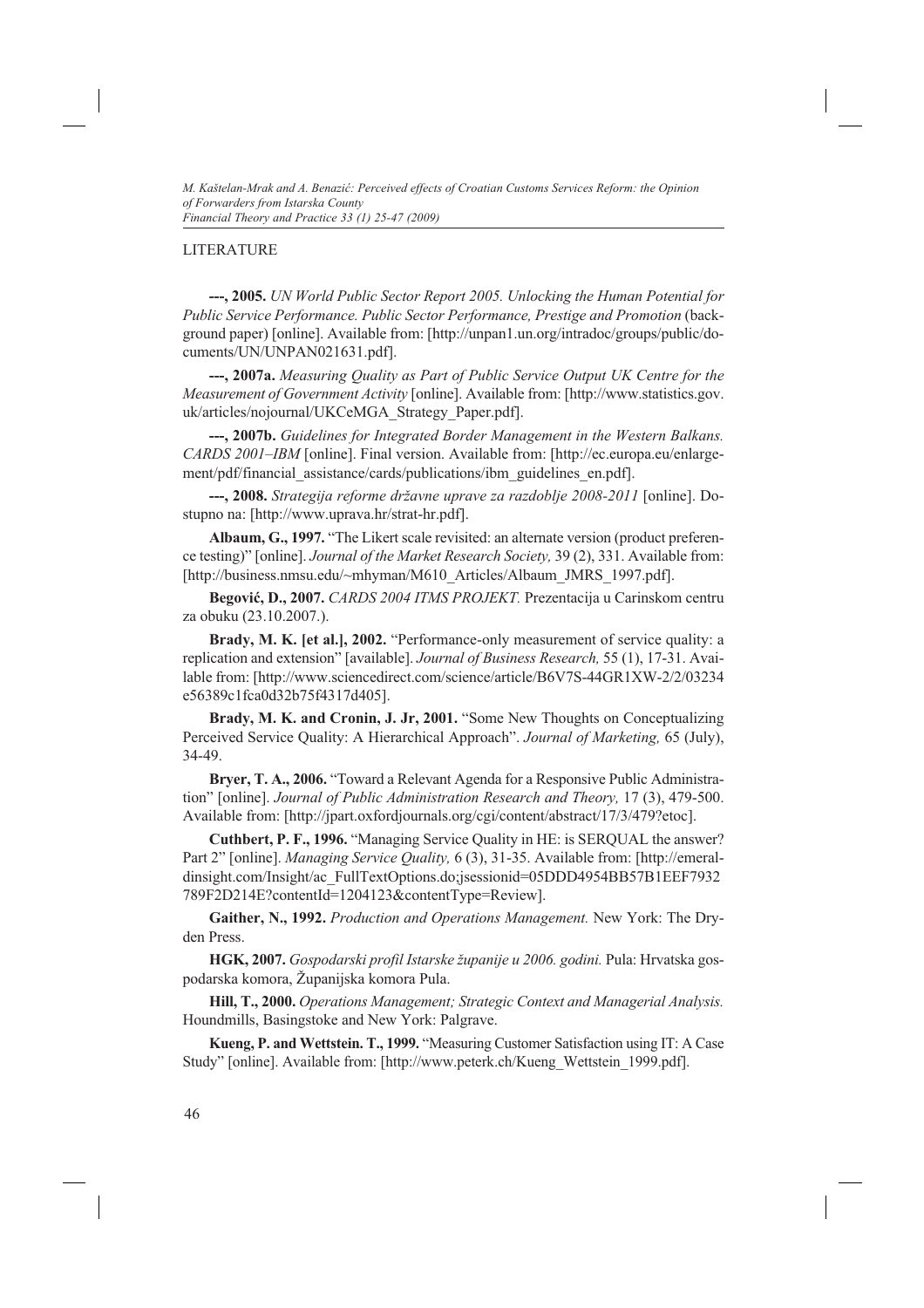## LITERATURE

**---, 2005.** *UN World Public Sector Report 2005. Unlocking the Human Potential for Public Service Performance. Public Sector Performance, Prestige and Promotion* (background paper) [online]. Available from: [http://unpan1.un.org/intradoc/groups/public/documents/UN/UNPAN021631.pdf].

**---, 2007a.** *Measuring Quality as Part of Public Service Output UK Centre for the Measurement of Government Activity* [online]. Available from: [http://www.statistics.gov.uk/articles/nojournal/UKCeMGA_Strategy_Paper.pdf].

**---, 2007b.** *Guidelines for Integrated Border Management in the Western Balkans. CARDS 2001–IBM* [online]. Final version. Available from: [http://ec.europa.eu/enlargement/pdf/financial_assistance/cards/publications/ibm_guidelines_en.pdf].

**---, 2008.** *Strategija reforme državne uprave za razdoblje 2008-2011* [online]. Dostupno na: [http://www.uprava.hr/strat-hr.pdf].

**Albaum, G., 1997.** "The Likert scale revisited: an alternate version (product preference testing)" [online]. *Journal of the Market Research Society,* 39 (2), 331. Available from: [http://business.nmsu.edu/~mhyman/M610_Articles/Albaum_JMRS_1997.pdf].

**Begović, D., 2007.** *CARDS 2004 ITMS PROJEKT.* Prezentacija u Carinskom centru za obuku (23.10.2007.).

**Brady, M. K. [et al.], 2002.** "Performance-only measurement of service quality: a replication and extension" [available]. *Journal of Business Research,* 55 (1), 17-31. Available from: [http://www.sciencedirect.com/science/article/B6V7S-44GR1XW-2/2/03234e56389c1fca0d32b75f4317d405].

**Brady, M. K. and Cronin, J. Jr, 2001.** "Some New Thoughts on Conceptualizing Perceived Service Quality: A Hierarchical Approach". *Journal of Marketing,* 65 (July), 34-49.

**Bryer, T. A., 2006.** "Toward a Relevant Agenda for a Responsive Public Administration" [online]. *Journal of Public Administration Research and Theory,* 17 (3), 479-500. Available from: [http://jpart.oxfordjournals.org/cgi/content/abstract/17/3/479?etoc].

**Cuthbert, P. F., 1996.** "Managing Service Quality in HE: is SERQUAL the answer? Part 2" [online]. *Managing Service Quality,* 6 (3), 31-35. Available from: [http://emeraldinsight.com/Insight/ac_FullTextOptions.do;jsessionid=05DDD4954BB57B1EEF7932789F2D214E?contentId=1204123&contentType=Review].

**Gaither, N., 1992.** *Production and Operations Management.* New York: The Dryden Press.

**HGK, 2007.** *Gospodarski profil Istarske županije u 2006. godini.* Pula: Hrvatska gospodarska komora, Županijska komora Pula.

**Hill, T., 2000.** *Operations Management; Strategic Context and Managerial Analysis.* Houndmills, Basingstoke and New York: Palgrave.

**Kueng, P. and Wettstein. T., 1999.** "Measuring Customer Satisfaction using IT: A Case Study" [online]. Available from: [http://www.peterk.ch/Kueng_Wettstein_1999.pdf].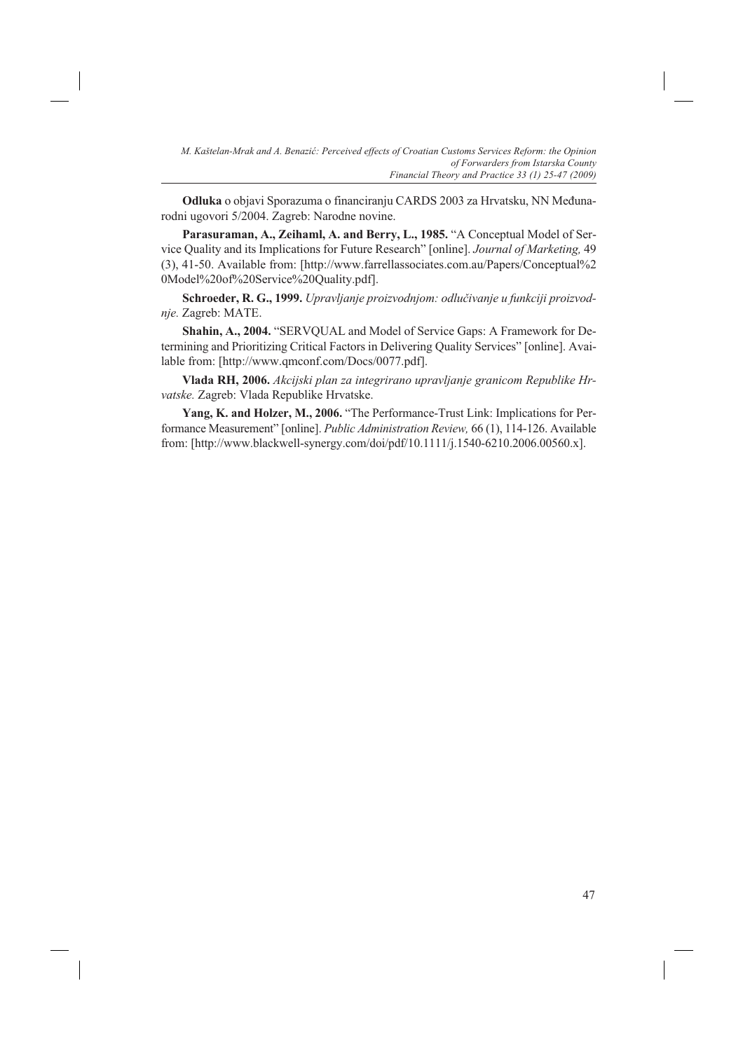**Odluka** o objavi Sporazuma o financiranju CARDS 2003 za Hrvatsku, NN Međunarodni ugovori 5/2004. Zagreb: Narodne novine.

**Parasuraman, A., Zeihaml, A. and Berry, L., 1985.** "A Conceptual Model of Service Quality and its Implications for Future Research" [online]. *Journal of Marketing,* 49 (3), 41-50. Available from: [http://www.farrellassociates.com.au/Papers/Conceptual%20Model%20of%20Service%20Quality.pdf].

**Schroeder, R. G., 1999.** *Upravljanje proizvodnjom: odlučivanje u funkciji proizvodnje.* Zagreb: MATE.

**Shahin, A., 2004.** "SERVQUAL and Model of Service Gaps: A Framework for Determining and Prioritizing Critical Factors in Delivering Quality Services" [online]. Available from: [http://www.qmconf.com/Docs/0077.pdf].

**Vlada RH, 2006.** *Akcijski plan za integrirano upravljanje granicom Republike Hrvatske.* Zagreb: Vlada Republike Hrvatske.

**Yang, K. and Holzer, M., 2006.** "The Performance-Trust Link: Implications for Performance Measurement" [online]. *Public Administration Review,* 66 (1), 114-126. Available from: [http://www.blackwell-synergy.com/doi/pdf/10.1111/j.1540-6210.2006.00560.x].